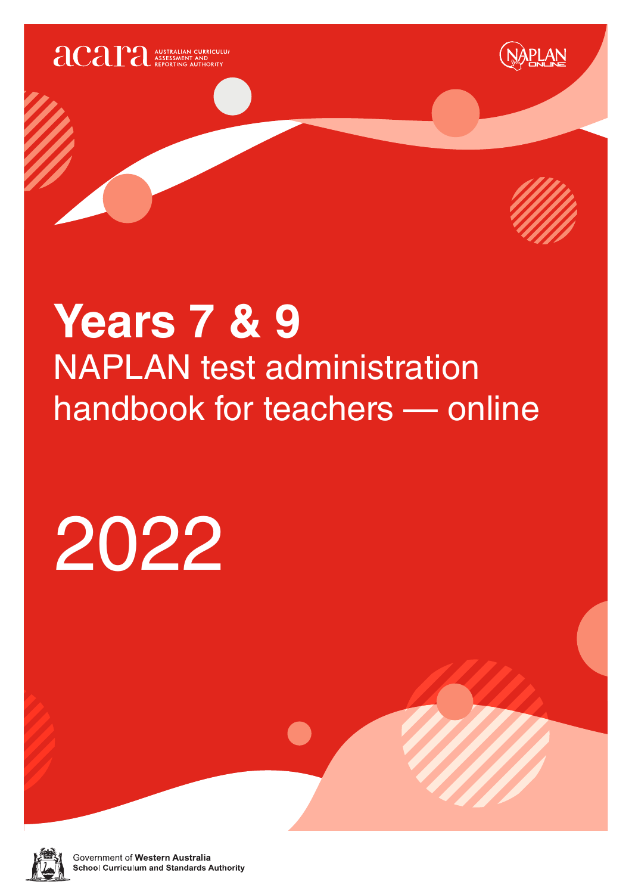acara AUSTRALIAN CURRICULUM ASSESSMENT AND REPORTING AUTHORITY

NAPLAN ONLINE

# Years 7 & 9

## NAPLAN test administration handbook for teachers — online

# 2022

Government of **Western Australia**
**School Curriculum and Standards Authority**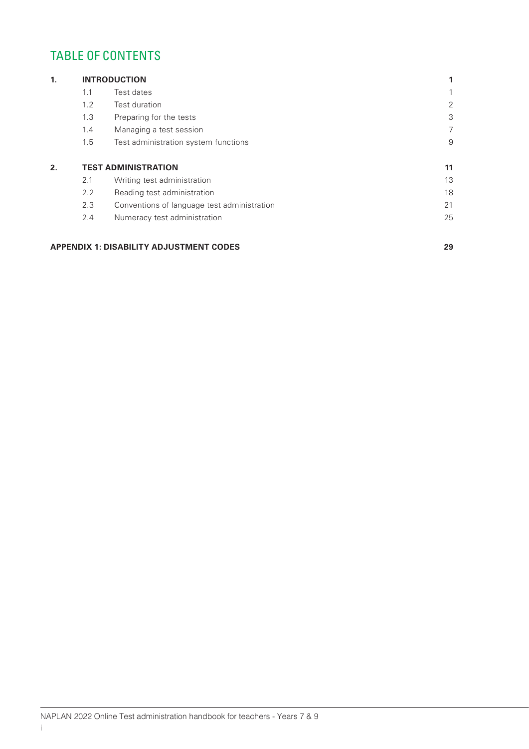# TABLE OF CONTENTS

| | | | |
|---|---|---|---|
| **1.** | **INTRODUCTION** | | **1** |
| | 1.1 | Test dates | 1 |
| | 1.2 | Test duration | 2 |
| | 1.3 | Preparing for the tests | 3 |
| | 1.4 | Managing a test session | 7 |
| | 1.5 | Test administration system functions | 9 |
| **2.** | **TEST ADMINISTRATION** | | **11** |
| | 2.1 | Writing test administration | 13 |
| | 2.2 | Reading test administration | 18 |
| | 2.3 | Conventions of language test administration | 21 |
| | 2.4 | Numeracy test administration | 25 |
| **APPENDIX 1: DISABILITY ADJUSTMENT CODES** | | | **29** |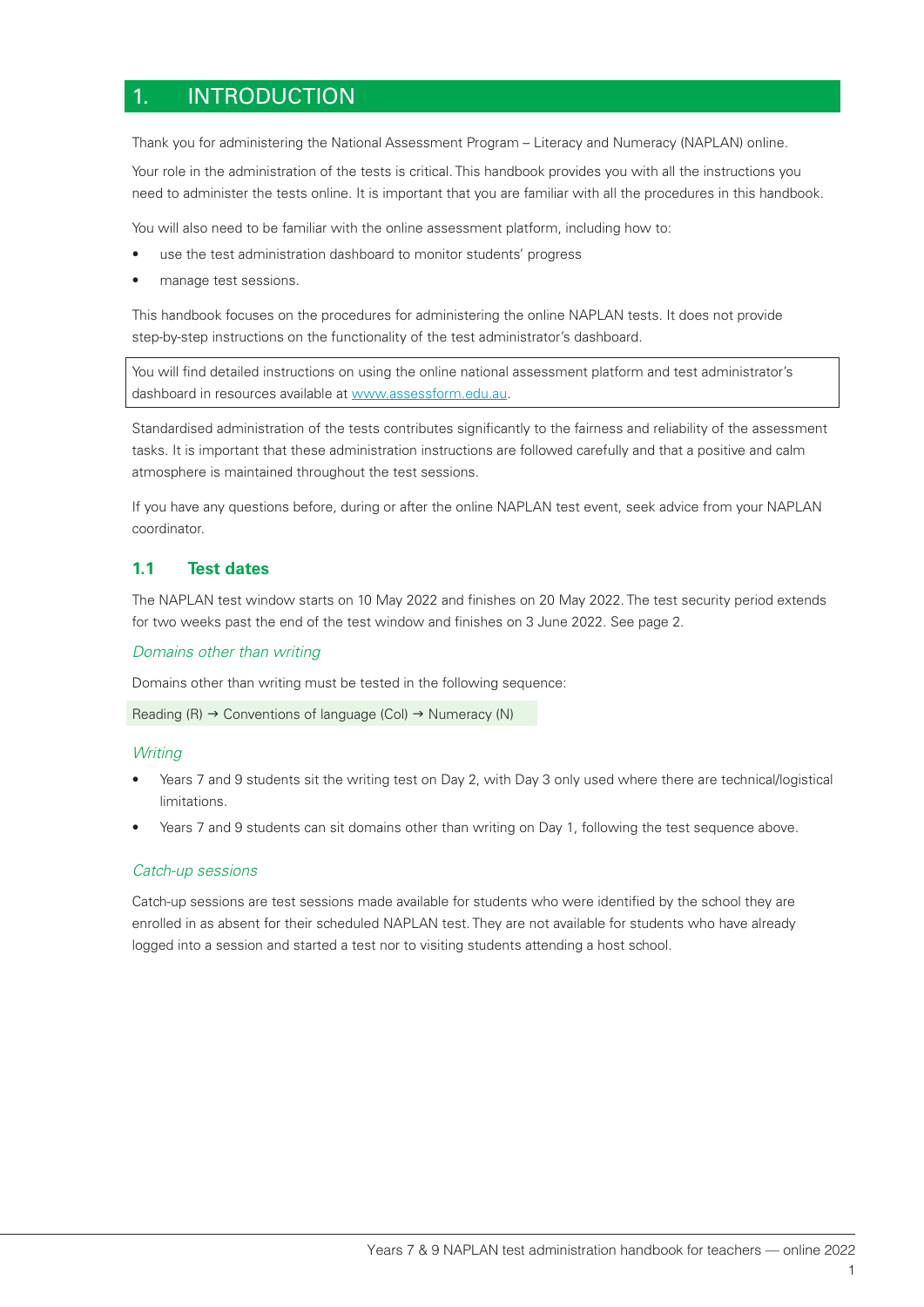# 1. INTRODUCTION

Thank you for administering the National Assessment Program – Literacy and Numeracy (NAPLAN) online.

Your role in the administration of the tests is critical. This handbook provides you with all the instructions you need to administer the tests online. It is important that you are familiar with all the procedures in this handbook.

You will also need to be familiar with the online assessment platform, including how to:

- use the test administration dashboard to monitor students' progress
- manage test sessions.

This handbook focuses on the procedures for administering the online NAPLAN tests. It does not provide step-by-step instructions on the functionality of the test administrator's dashboard.

You will find detailed instructions on using the online national assessment platform and test administrator's dashboard in resources available at www.assessform.edu.au.

Standardised administration of the tests contributes significantly to the fairness and reliability of the assessment tasks. It is important that these administration instructions are followed carefully and that a positive and calm atmosphere is maintained throughout the test sessions.

If you have any questions before, during or after the online NAPLAN test event, seek advice from your NAPLAN coordinator.

## 1.1 Test dates

The NAPLAN test window starts on 10 May 2022 and finishes on 20 May 2022. The test security period extends for two weeks past the end of the test window and finishes on 3 June 2022. See page 2.

*Domains other than writing*

Domains other than writing must be tested in the following sequence:

Reading (R) → Conventions of language (CoI) → Numeracy (N)

*Writing*

- Years 7 and 9 students sit the writing test on Day 2, with Day 3 only used where there are technical/logistical limitations.
- Years 7 and 9 students can sit domains other than writing on Day 1, following the test sequence above.

*Catch-up sessions*

Catch-up sessions are test sessions made available for students who were identified by the school they are enrolled in as absent for their scheduled NAPLAN test. They are not available for students who have already logged into a session and started a test nor to visiting students attending a host school.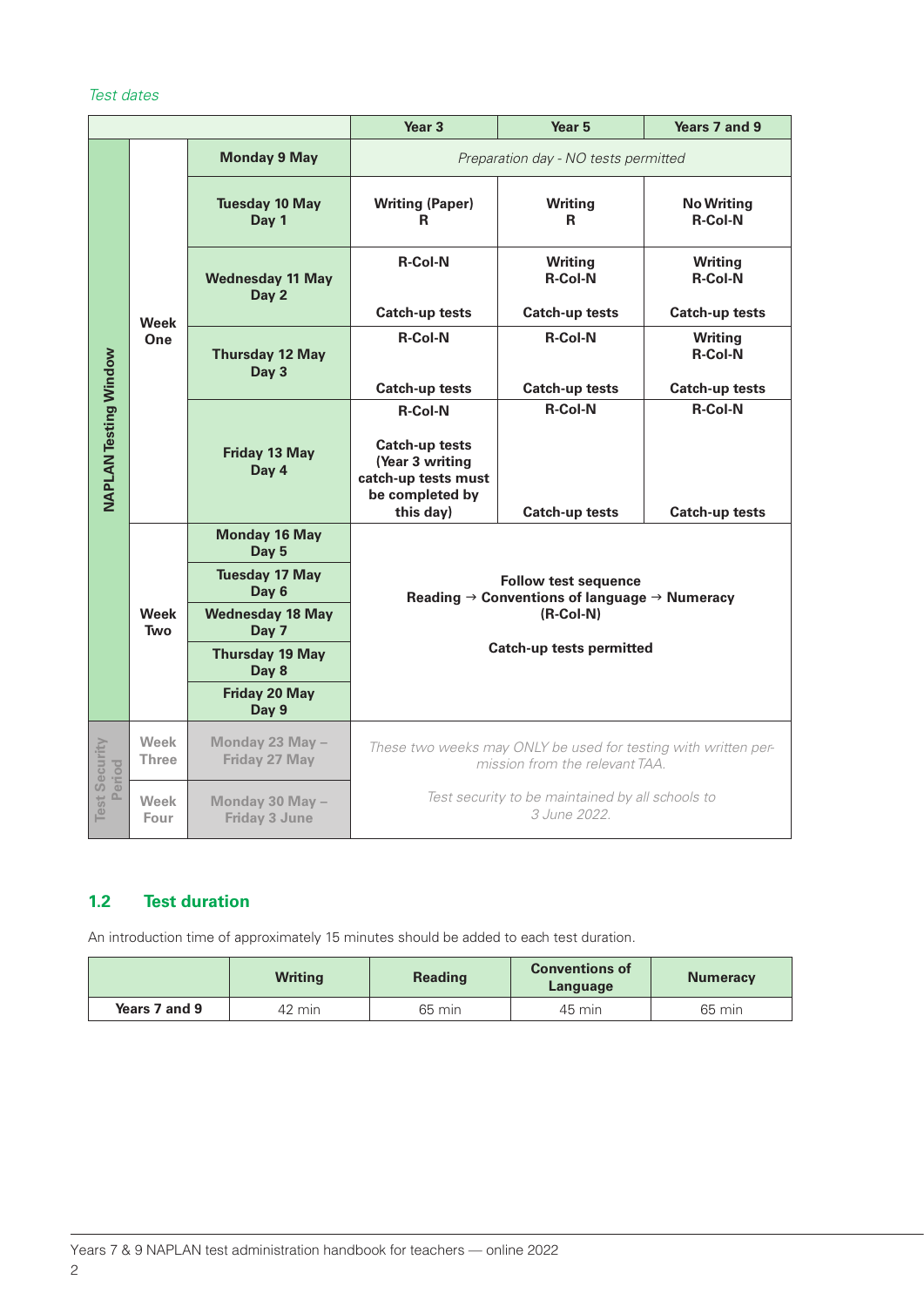*Test dates*

| | | | Year 3 | Year 5 | Years 7 and 9 |
|---|---|---|---|---|---|
| NAPLAN Testing Window | Week One | Monday 9 May | *Preparation day - NO tests permitted* | | |
| | | Tuesday 10 May Day 1 | Writing (Paper) R | Writing R | No Writing R-Col-N |
| | | Wednesday 11 May Day 2 | R-Col-N Catch-up tests | Writing R-Col-N Catch-up tests | Writing R-Col-N Catch-up tests |
| | | Thursday 12 May Day 3 | R-Col-N Catch-up tests | R-Col-N Catch-up tests | Writing R-Col-N Catch-up tests |
| | | Friday 13 May Day 4 | R-Col-N Catch-up tests (Year 3 writing catch-up tests must be completed by this day) | R-Col-N Catch-up tests | R-Col-N Catch-up tests |
| | Week Two | Monday 16 May Day 5 | Follow test sequence Reading → Conventions of language → Numeracy (R-Col-N) Catch-up tests permitted | | |
| | | Tuesday 17 May Day 6 | | | |
| | | Wednesday 18 May Day 7 | | | |
| | | Thursday 19 May Day 8 | | | |
| | | Friday 20 May Day 9 | | | |
| Test Security Period | Week Three | Monday 23 May – Friday 27 May | *These two weeks may ONLY be used for testing with written permission from the relevant TAA. Test security to be maintained by all schools to 3 June 2022.* | | |
| | Week Four | Monday 30 May – Friday 3 June | | | |

## 1.2 Test duration

An introduction time of approximately 15 minutes should be added to each test duration.

| | Writing | Reading | Conventions of Language | Numeracy |
|---|---|---|---|---|
| **Years 7 and 9** | 42 min | 65 min | 45 min | 65 min |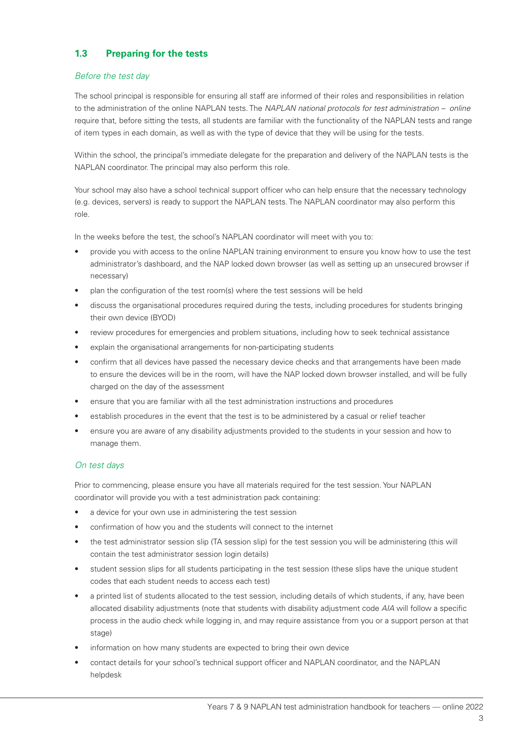## 1.3 Preparing for the tests

*Before the test day*

The school principal is responsible for ensuring all staff are informed of their roles and responsibilities in relation to the administration of the online NAPLAN tests. The *NAPLAN national protocols for test administration – online* require that, before sitting the tests, all students are familiar with the functionality of the NAPLAN tests and range of item types in each domain, as well as with the type of device that they will be using for the tests.

Within the school, the principal's immediate delegate for the preparation and delivery of the NAPLAN tests is the NAPLAN coordinator. The principal may also perform this role.

Your school may also have a school technical support officer who can help ensure that the necessary technology (e.g. devices, servers) is ready to support the NAPLAN tests. The NAPLAN coordinator may also perform this role.

In the weeks before the test, the school's NAPLAN coordinator will meet with you to:

- provide you with access to the online NAPLAN training environment to ensure you know how to use the test administrator's dashboard, and the NAP locked down browser (as well as setting up an unsecured browser if necessary)
- plan the configuration of the test room(s) where the test sessions will be held
- discuss the organisational procedures required during the tests, including procedures for students bringing their own device (BYOD)
- review procedures for emergencies and problem situations, including how to seek technical assistance
- explain the organisational arrangements for non-participating students
- confirm that all devices have passed the necessary device checks and that arrangements have been made to ensure the devices will be in the room, will have the NAP locked down browser installed, and will be fully charged on the day of the assessment
- ensure that you are familiar with all the test administration instructions and procedures
- establish procedures in the event that the test is to be administered by a casual or relief teacher
- ensure you are aware of any disability adjustments provided to the students in your session and how to manage them.

*On test days*

Prior to commencing, please ensure you have all materials required for the test session. Your NAPLAN coordinator will provide you with a test administration pack containing:

- a device for your own use in administering the test session
- confirmation of how you and the students will connect to the internet
- the test administrator session slip (TA session slip) for the test session you will be administering (this will contain the test administrator session login details)
- student session slips for all students participating in the test session (these slips have the unique student codes that each student needs to access each test)
- a printed list of students allocated to the test session, including details of which students, if any, have been allocated disability adjustments (note that students with disability adjustment code *AIA* will follow a specific process in the audio check while logging in, and may require assistance from you or a support person at that stage)
- information on how many students are expected to bring their own device
- contact details for your school's technical support officer and NAPLAN coordinator, and the NAPLAN helpdesk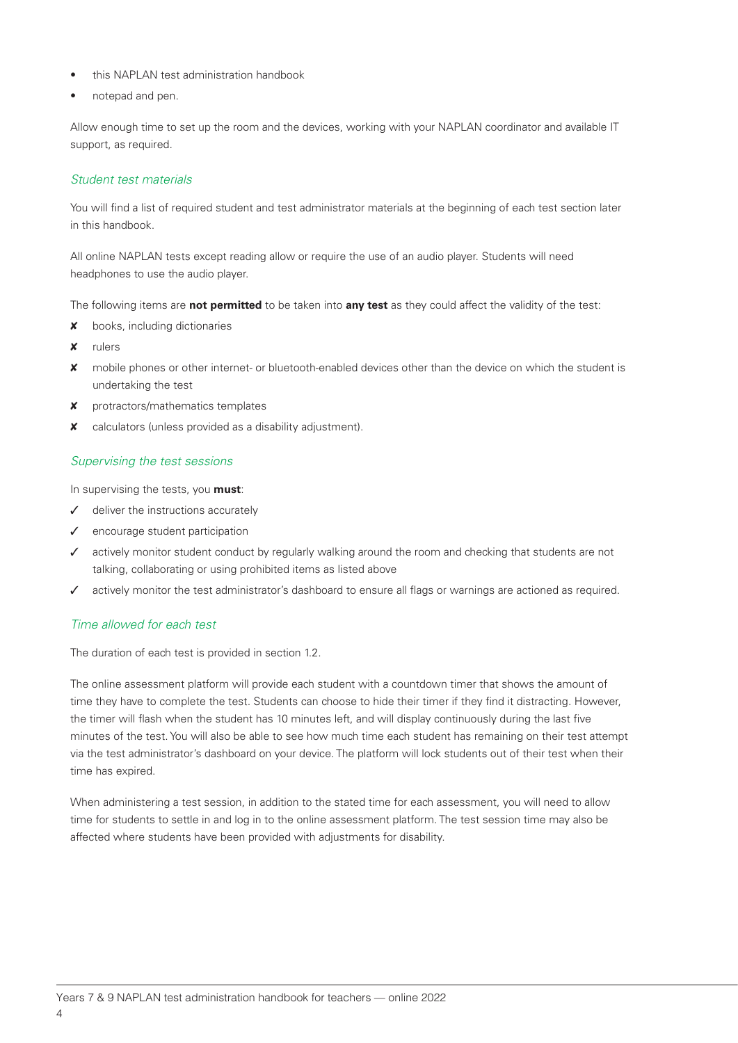- this NAPLAN test administration handbook
- notepad and pen.

Allow enough time to set up the room and the devices, working with your NAPLAN coordinator and available IT support, as required.

### *Student test materials*

You will find a list of required student and test administrator materials at the beginning of each test section later in this handbook.

All online NAPLAN tests except reading allow or require the use of an audio player. Students will need headphones to use the audio player.

The following items are **not permitted** to be taken into **any test** as they could affect the validity of the test:

- ✘ books, including dictionaries
- ✘ rulers
- ✘ mobile phones or other internet- or bluetooth-enabled devices other than the device on which the student is undertaking the test
- ✘ protractors/mathematics templates
- ✘ calculators (unless provided as a disability adjustment).

### *Supervising the test sessions*

In supervising the tests, you **must**:

- ✓ deliver the instructions accurately
- ✓ encourage student participation
- ✓ actively monitor student conduct by regularly walking around the room and checking that students are not talking, collaborating or using prohibited items as listed above
- ✓ actively monitor the test administrator's dashboard to ensure all flags or warnings are actioned as required.

### *Time allowed for each test*

The duration of each test is provided in section 1.2.

The online assessment platform will provide each student with a countdown timer that shows the amount of time they have to complete the test. Students can choose to hide their timer if they find it distracting. However, the timer will flash when the student has 10 minutes left, and will display continuously during the last five minutes of the test. You will also be able to see how much time each student has remaining on their test attempt via the test administrator's dashboard on your device. The platform will lock students out of their test when their time has expired.

When administering a test session, in addition to the stated time for each assessment, you will need to allow time for students to settle in and log in to the online assessment platform. The test session time may also be affected where students have been provided with adjustments for disability.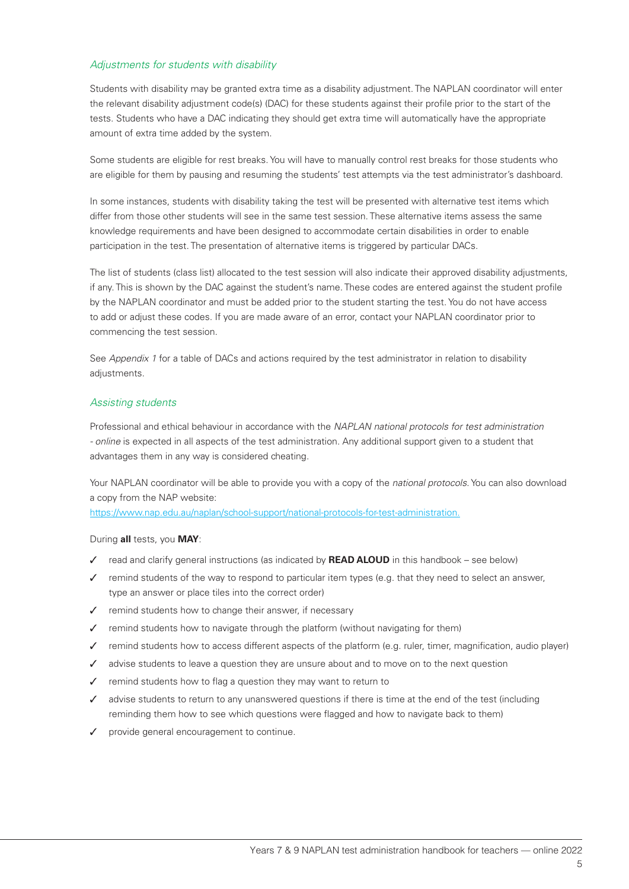### *Adjustments for students with disability*

Students with disability may be granted extra time as a disability adjustment. The NAPLAN coordinator will enter the relevant disability adjustment code(s) (DAC) for these students against their profile prior to the start of the tests. Students who have a DAC indicating they should get extra time will automatically have the appropriate amount of extra time added by the system.

Some students are eligible for rest breaks. You will have to manually control rest breaks for those students who are eligible for them by pausing and resuming the students' test attempts via the test administrator's dashboard.

In some instances, students with disability taking the test will be presented with alternative test items which differ from those other students will see in the same test session. These alternative items assess the same knowledge requirements and have been designed to accommodate certain disabilities in order to enable participation in the test. The presentation of alternative items is triggered by particular DACs.

The list of students (class list) allocated to the test session will also indicate their approved disability adjustments, if any. This is shown by the DAC against the student's name. These codes are entered against the student profile by the NAPLAN coordinator and must be added prior to the student starting the test. You do not have access to add or adjust these codes. If you are made aware of an error, contact your NAPLAN coordinator prior to commencing the test session.

See *Appendix 1* for a table of DACs and actions required by the test administrator in relation to disability adjustments.

### *Assisting students*

Professional and ethical behaviour in accordance with the *NAPLAN national protocols for test administration - online* is expected in all aspects of the test administration. Any additional support given to a student that advantages them in any way is considered cheating.

Your NAPLAN coordinator will be able to provide you with a copy of the *national protocols*. You can also download a copy from the NAP website:
https://www.nap.edu.au/naplan/school-support/national-protocols-for-test-administration.

During **all** tests, you **MAY**:

- ✓ read and clarify general instructions (as indicated by **READ ALOUD** in this handbook – see below)
- ✓ remind students of the way to respond to particular item types (e.g. that they need to select an answer, type an answer or place tiles into the correct order)
- ✓ remind students how to change their answer, if necessary
- ✓ remind students how to navigate through the platform (without navigating for them)
- ✓ remind students how to access different aspects of the platform (e.g. ruler, timer, magnification, audio player)
- ✓ advise students to leave a question they are unsure about and to move on to the next question
- ✓ remind students how to flag a question they may want to return to
- ✓ advise students to return to any unanswered questions if there is time at the end of the test (including reminding them how to see which questions were flagged and how to navigate back to them)
- ✓ provide general encouragement to continue.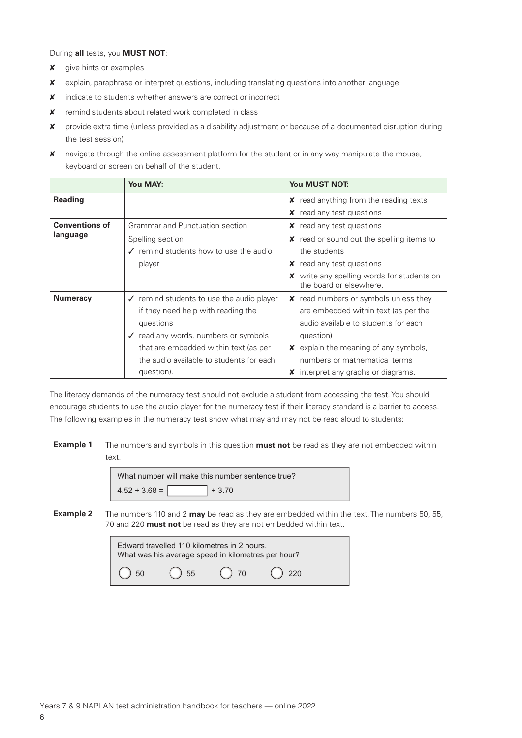During **all** tests, you **MUST NOT**:

- ✘ give hints or examples
- ✘ explain, paraphrase or interpret questions, including translating questions into another language
- ✘ indicate to students whether answers are correct or incorrect
- ✘ remind students about related work completed in class
- ✘ provide extra time (unless provided as a disability adjustment or because of a documented disruption during the test session)
- ✘ navigate through the online assessment platform for the student or in any way manipulate the mouse, keyboard or screen on behalf of the student.

| | **You MAY:** | **You MUST NOT:** |
|---|---|---|
| **Reading** | | ✘ read anything from the reading texts<br>✘ read any test questions |
| **Conventions of language** | Grammar and Punctuation section | ✘ read any test questions |
| | Spelling section<br>✓ remind students how to use the audio player | ✘ read or sound out the spelling items to the students<br>✘ read any test questions<br>✘ write any spelling words for students on the board or elsewhere. |
| **Numeracy** | ✓ remind students to use the audio player if they need help with reading the questions<br>✓ read any words, numbers or symbols that are embedded within text (as per the audio available to students for each question). | ✘ read numbers or symbols unless they are embedded within text (as per the audio available to students for each question)<br>✘ explain the meaning of any symbols, numbers or mathematical terms<br>✘ interpret any graphs or diagrams. |

The literacy demands of the numeracy test should not exclude a student from accessing the test. You should encourage students to use the audio player for the numeracy test if their literacy standard is a barrier to access. The following examples in the numeracy test show what may and may not be read aloud to students:

| | |
|---|---|
| **Example 1** | The numbers and symbols in this question **must not** be read as they are not embedded within text.<br><br>What number will make this number sentence true?<br>4.52 + 3.68 = ☐ + 3.70 |
| **Example 2** | The numbers 110 and 2 **may** be read as they are embedded within the text. The numbers 50, 55, 70 and 220 **must not** be read as they are not embedded within text.<br><br>Edward travelled 110 kilometres in 2 hours.<br>What was his average speed in kilometres per hour?<br>◯ 50 ◯ 55 ◯ 70 ◯ 220 |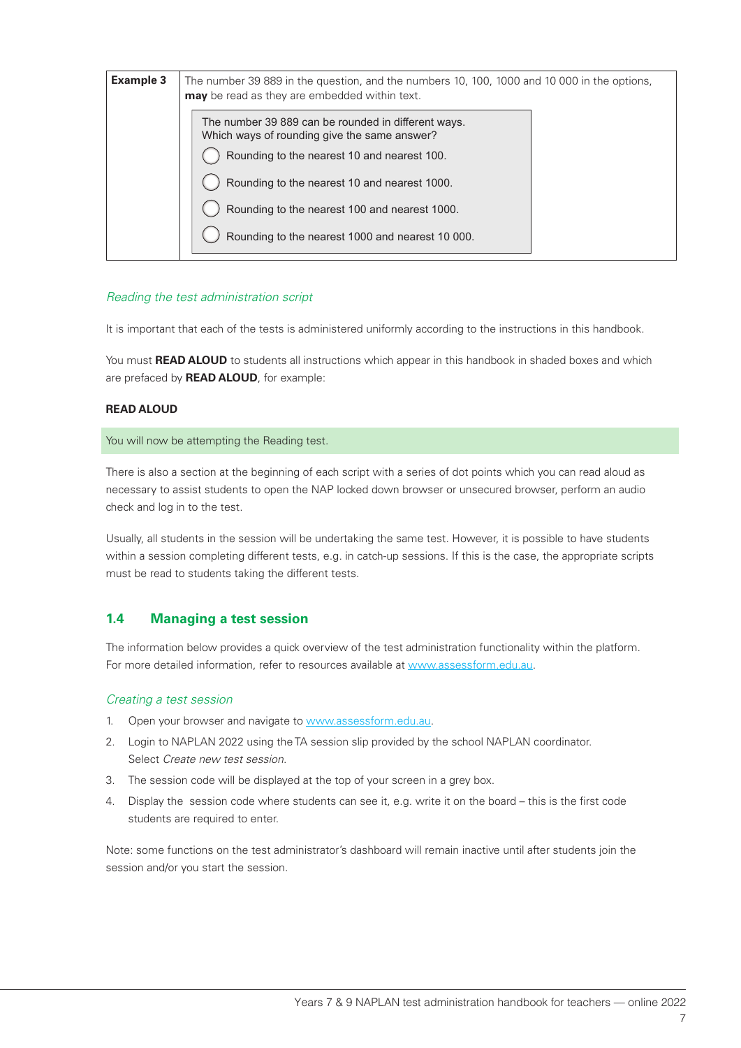| **Example 3** | The number 39 889 in the question, and the numbers 10, 100, 1000 and 10 000 in the options, **may** be read as they are embedded within text.<br><br>The number 39 889 can be rounded in different ways.<br>Which ways of rounding give the same answer?<br>◯ Rounding to the nearest 10 and nearest 100.<br>◯ Rounding to the nearest 10 and nearest 1000.<br>◯ Rounding to the nearest 100 and nearest 1000.<br>◯ Rounding to the nearest 1000 and nearest 10 000. |
|---|---|

*Reading the test administration script*

It is important that each of the tests is administered uniformly according to the instructions in this handbook.

You must **READ ALOUD** to students all instructions which appear in this handbook in shaded boxes and which are prefaced by **READ ALOUD**, for example:

**READ ALOUD**

> You will now be attempting the Reading test.

There is also a section at the beginning of each script with a series of dot points which you can read aloud as necessary to assist students to open the NAP locked down browser or unsecured browser, perform an audio check and log in to the test.

Usually, all students in the session will be undertaking the same test. However, it is possible to have students within a session completing different tests, e.g. in catch-up sessions. If this is the case, the appropriate scripts must be read to students taking the different tests.

## 1.4 Managing a test session

The information below provides a quick overview of the test administration functionality within the platform. For more detailed information, refer to resources available at www.assessform.edu.au.

*Creating a test session*

1. Open your browser and navigate to www.assessform.edu.au.
2. Login to NAPLAN 2022 using the TA session slip provided by the school NAPLAN coordinator. Select *Create new test session*.
3. The session code will be displayed at the top of your screen in a grey box.
4. Display the session code where students can see it, e.g. write it on the board – this is the first code students are required to enter.

Note: some functions on the test administrator's dashboard will remain inactive until after students join the session and/or you start the session.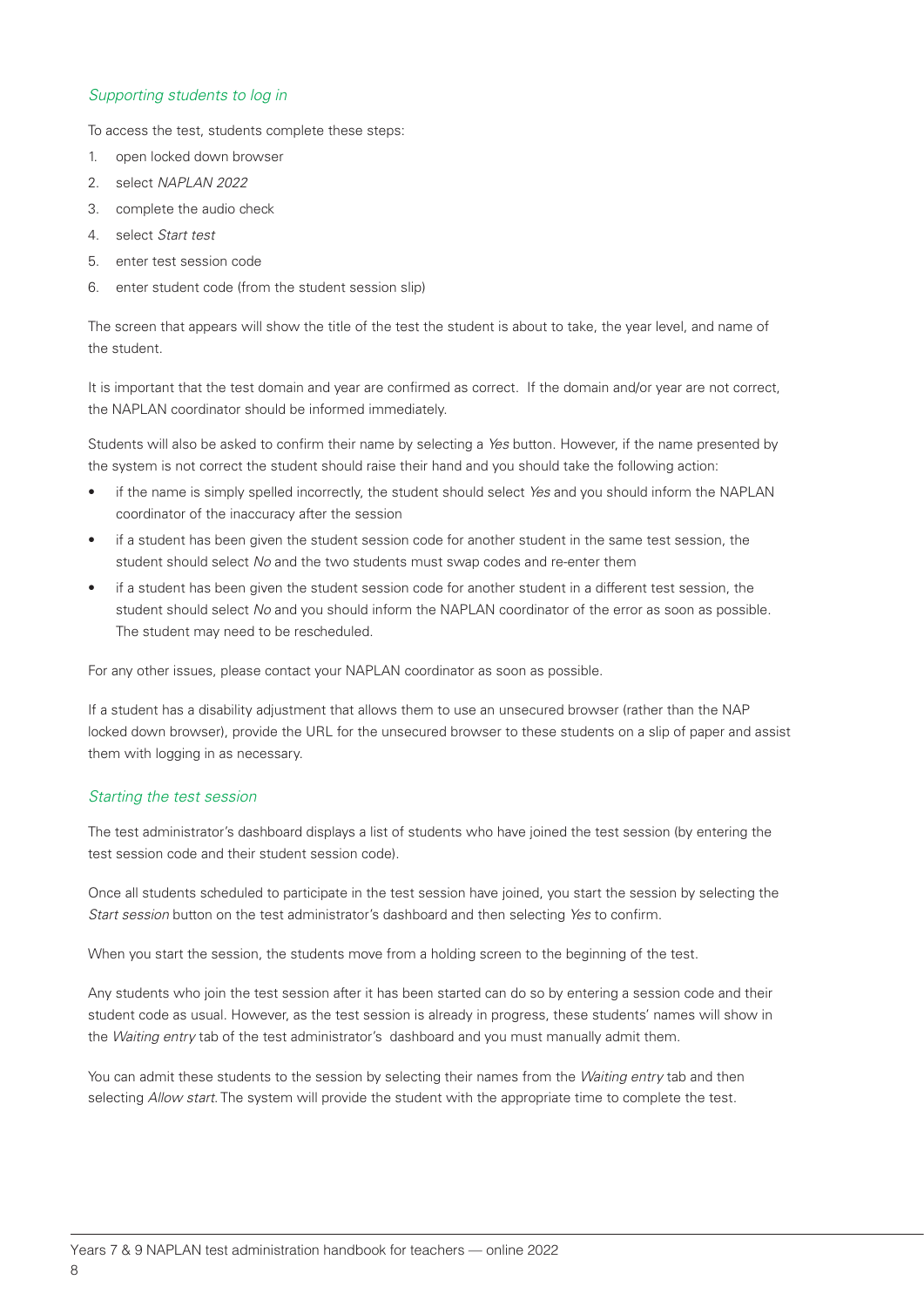### *Supporting students to log in*

To access the test, students complete these steps:

1. open locked down browser
2. select *NAPLAN 2022*
3. complete the audio check
4. select *Start test*
5. enter test session code
6. enter student code (from the student session slip)

The screen that appears will show the title of the test the student is about to take, the year level, and name of the student.

It is important that the test domain and year are confirmed as correct. If the domain and/or year are not correct, the NAPLAN coordinator should be informed immediately.

Students will also be asked to confirm their name by selecting a *Yes* button. However, if the name presented by the system is not correct the student should raise their hand and you should take the following action:

- if the name is simply spelled incorrectly, the student should select *Yes* and you should inform the NAPLAN coordinator of the inaccuracy after the session
- if a student has been given the student session code for another student in the same test session, the student should select *No* and the two students must swap codes and re-enter them
- if a student has been given the student session code for another student in a different test session, the student should select *No* and you should inform the NAPLAN coordinator of the error as soon as possible. The student may need to be rescheduled.

For any other issues, please contact your NAPLAN coordinator as soon as possible.

If a student has a disability adjustment that allows them to use an unsecured browser (rather than the NAP locked down browser), provide the URL for the unsecured browser to these students on a slip of paper and assist them with logging in as necessary.

### *Starting the test session*

The test administrator's dashboard displays a list of students who have joined the test session (by entering the test session code and their student session code).

Once all students scheduled to participate in the test session have joined, you start the session by selecting the *Start session* button on the test administrator's dashboard and then selecting *Yes* to confirm.

When you start the session, the students move from a holding screen to the beginning of the test.

Any students who join the test session after it has been started can do so by entering a session code and their student code as usual. However, as the test session is already in progress, these students' names will show in the *Waiting entry* tab of the test administrator's dashboard and you must manually admit them.

You can admit these students to the session by selecting their names from the *Waiting entry* tab and then selecting *Allow start*. The system will provide the student with the appropriate time to complete the test.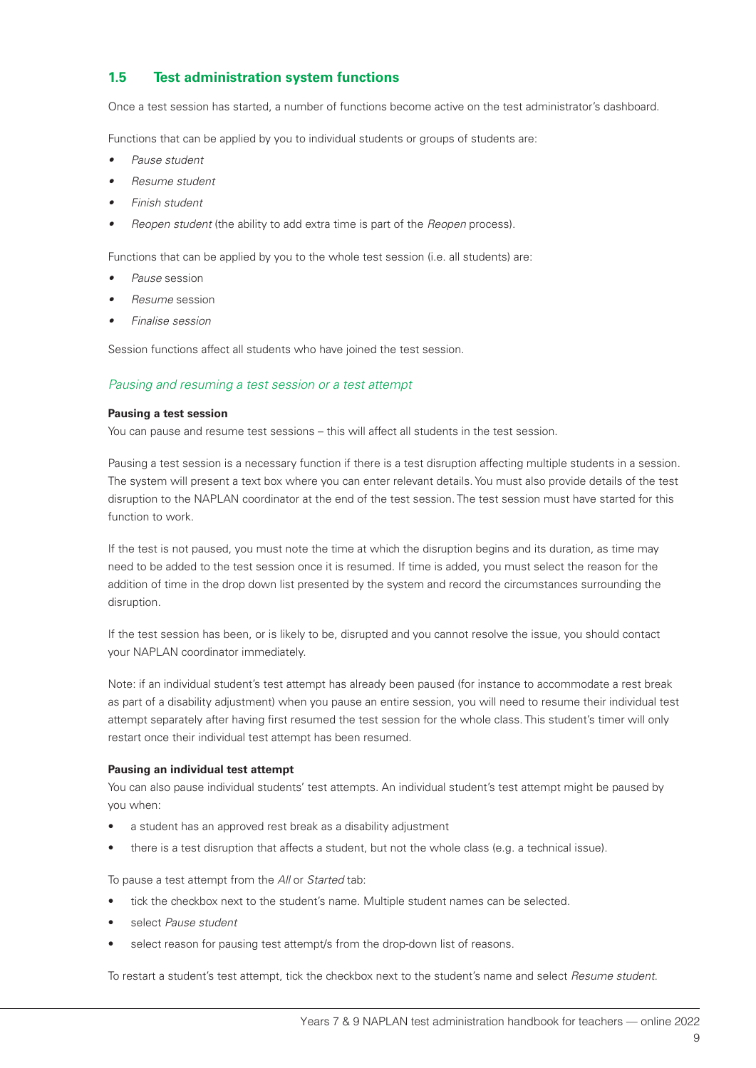## 1.5 Test administration system functions

Once a test session has started, a number of functions become active on the test administrator's dashboard.

Functions that can be applied by you to individual students or groups of students are:

- *Pause student*
- *Resume student*
- *Finish student*
- *Reopen student* (the ability to add extra time is part of the *Reopen* process).

Functions that can be applied by you to the whole test session (i.e. all students) are:

- *Pause* session
- *Resume* session
- *Finalise session*

Session functions affect all students who have joined the test session.

### *Pausing and resuming a test session or a test attempt*

**Pausing a test session**

You can pause and resume test sessions – this will affect all students in the test session.

Pausing a test session is a necessary function if there is a test disruption affecting multiple students in a session. The system will present a text box where you can enter relevant details. You must also provide details of the test disruption to the NAPLAN coordinator at the end of the test session. The test session must have started for this function to work.

If the test is not paused, you must note the time at which the disruption begins and its duration, as time may need to be added to the test session once it is resumed. If time is added, you must select the reason for the addition of time in the drop down list presented by the system and record the circumstances surrounding the disruption.

If the test session has been, or is likely to be, disrupted and you cannot resolve the issue, you should contact your NAPLAN coordinator immediately.

Note: if an individual student's test attempt has already been paused (for instance to accommodate a rest break as part of a disability adjustment) when you pause an entire session, you will need to resume their individual test attempt separately after having first resumed the test session for the whole class. This student's timer will only restart once their individual test attempt has been resumed.

**Pausing an individual test attempt**

You can also pause individual students' test attempts. An individual student's test attempt might be paused by you when:

- a student has an approved rest break as a disability adjustment
- there is a test disruption that affects a student, but not the whole class (e.g. a technical issue).

To pause a test attempt from the *All* or *Started* tab:

- tick the checkbox next to the student's name. Multiple student names can be selected.
- select *Pause student*
- select reason for pausing test attempt/s from the drop-down list of reasons.

To restart a student's test attempt, tick the checkbox next to the student's name and select *Resume student*.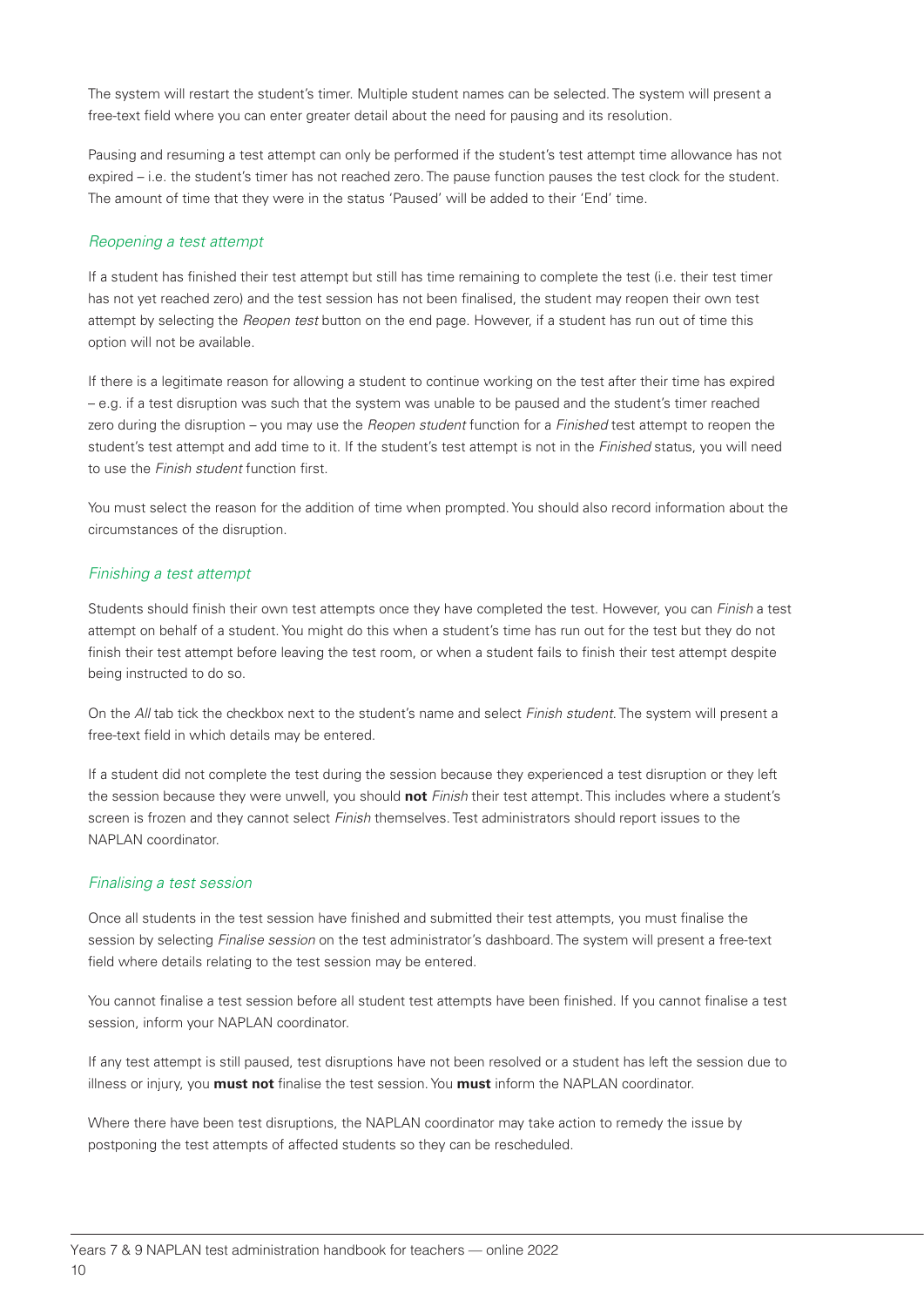The system will restart the student's timer. Multiple student names can be selected. The system will present a free-text field where you can enter greater detail about the need for pausing and its resolution.

Pausing and resuming a test attempt can only be performed if the student's test attempt time allowance has not expired – i.e. the student's timer has not reached zero. The pause function pauses the test clock for the student. The amount of time that they were in the status 'Paused' will be added to their 'End' time.

### *Reopening a test attempt*

If a student has finished their test attempt but still has time remaining to complete the test (i.e. their test timer has not yet reached zero) and the test session has not been finalised, the student may reopen their own test attempt by selecting the *Reopen test* button on the end page. However, if a student has run out of time this option will not be available.

If there is a legitimate reason for allowing a student to continue working on the test after their time has expired – e.g. if a test disruption was such that the system was unable to be paused and the student's timer reached zero during the disruption – you may use the *Reopen student* function for a *Finished* test attempt to reopen the student's test attempt and add time to it. If the student's test attempt is not in the *Finished* status, you will need to use the *Finish student* function first.

You must select the reason for the addition of time when prompted. You should also record information about the circumstances of the disruption.

### *Finishing a test attempt*

Students should finish their own test attempts once they have completed the test. However, you can *Finish* a test attempt on behalf of a student. You might do this when a student's time has run out for the test but they do not finish their test attempt before leaving the test room, or when a student fails to finish their test attempt despite being instructed to do so.

On the *All* tab tick the checkbox next to the student's name and select *Finish student*. The system will present a free-text field in which details may be entered.

If a student did not complete the test during the session because they experienced a test disruption or they left the session because they were unwell, you should **not** *Finish* their test attempt. This includes where a student's screen is frozen and they cannot select *Finish* themselves. Test administrators should report issues to the NAPLAN coordinator.

### *Finalising a test session*

Once all students in the test session have finished and submitted their test attempts, you must finalise the session by selecting *Finalise session* on the test administrator's dashboard. The system will present a free-text field where details relating to the test session may be entered.

You cannot finalise a test session before all student test attempts have been finished. If you cannot finalise a test session, inform your NAPLAN coordinator.

If any test attempt is still paused, test disruptions have not been resolved or a student has left the session due to illness or injury, you **must not** finalise the test session. You **must** inform the NAPLAN coordinator.

Where there have been test disruptions, the NAPLAN coordinator may take action to remedy the issue by postponing the test attempts of affected students so they can be rescheduled.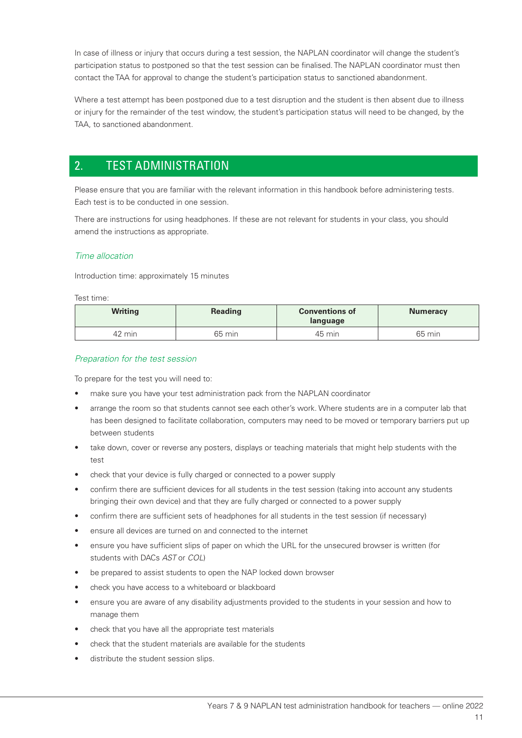In case of illness or injury that occurs during a test session, the NAPLAN coordinator will change the student's participation status to postponed so that the test session can be finalised. The NAPLAN coordinator must then contact the TAA for approval to change the student's participation status to sanctioned abandonment.

Where a test attempt has been postponed due to a test disruption and the student is then absent due to illness or injury for the remainder of the test window, the student's participation status will need to be changed, by the TAA, to sanctioned abandonment.

## 2. TEST ADMINISTRATION

Please ensure that you are familiar with the relevant information in this handbook before administering tests. Each test is to be conducted in one session.

There are instructions for using headphones. If these are not relevant for students in your class, you should amend the instructions as appropriate.

### *Time allocation*

Introduction time: approximately 15 minutes

Test time:

| Writing | Reading | Conventions of language | Numeracy |
|---|---|---|---|
| 42 min | 65 min | 45 min | 65 min |

### *Preparation for the test session*

To prepare for the test you will need to:

- make sure you have your test administration pack from the NAPLAN coordinator
- arrange the room so that students cannot see each other's work. Where students are in a computer lab that has been designed to facilitate collaboration, computers may need to be moved or temporary barriers put up between students
- take down, cover or reverse any posters, displays or teaching materials that might help students with the test
- check that your device is fully charged or connected to a power supply
- confirm there are sufficient devices for all students in the test session (taking into account any students bringing their own device) and that they are fully charged or connected to a power supply
- confirm there are sufficient sets of headphones for all students in the test session (if necessary)
- ensure all devices are turned on and connected to the internet
- ensure you have sufficient slips of paper on which the URL for the unsecured browser is written (for students with DACs *AST* or *COL*)
- be prepared to assist students to open the NAP locked down browser
- check you have access to a whiteboard or blackboard
- ensure you are aware of any disability adjustments provided to the students in your session and how to manage them
- check that you have all the appropriate test materials
- check that the student materials are available for the students
- distribute the student session slips.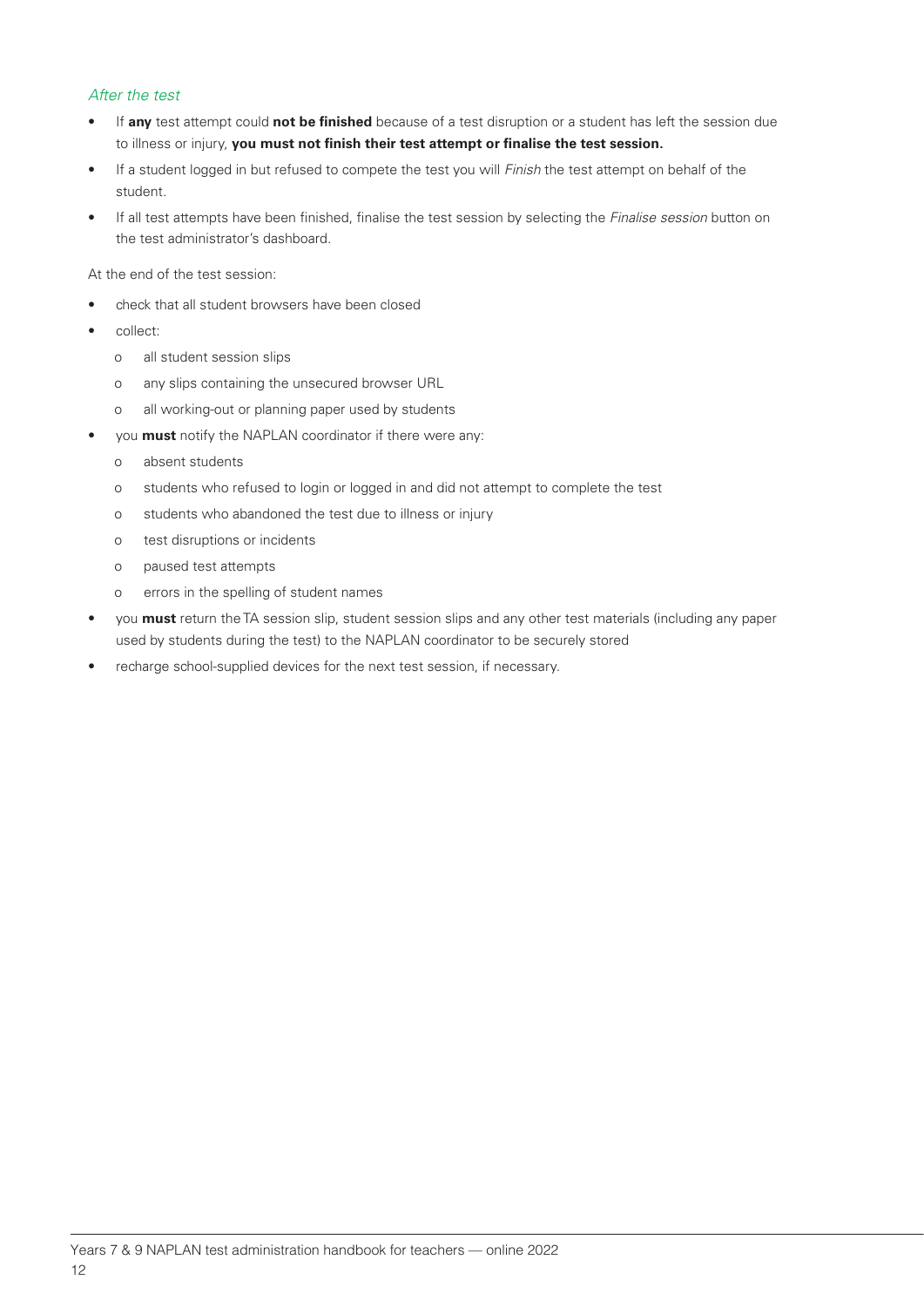### *After the test*

- If **any** test attempt could **not be finished** because of a test disruption or a student has left the session due to illness or injury, **you must not finish their test attempt or finalise the test session.**
- If a student logged in but refused to compete the test you will *Finish* the test attempt on behalf of the student.
- If all test attempts have been finished, finalise the test session by selecting the *Finalise session* button on the test administrator's dashboard.

At the end of the test session:

- check that all student browsers have been closed
- collect:
  - all student session slips
  - any slips containing the unsecured browser URL
  - all working-out or planning paper used by students
- you **must** notify the NAPLAN coordinator if there were any:
  - absent students
  - students who refused to login or logged in and did not attempt to complete the test
  - students who abandoned the test due to illness or injury
  - test disruptions or incidents
  - paused test attempts
  - errors in the spelling of student names
- you **must** return the TA session slip, student session slips and any other test materials (including any paper used by students during the test) to the NAPLAN coordinator to be securely stored
- recharge school-supplied devices for the next test session, if necessary.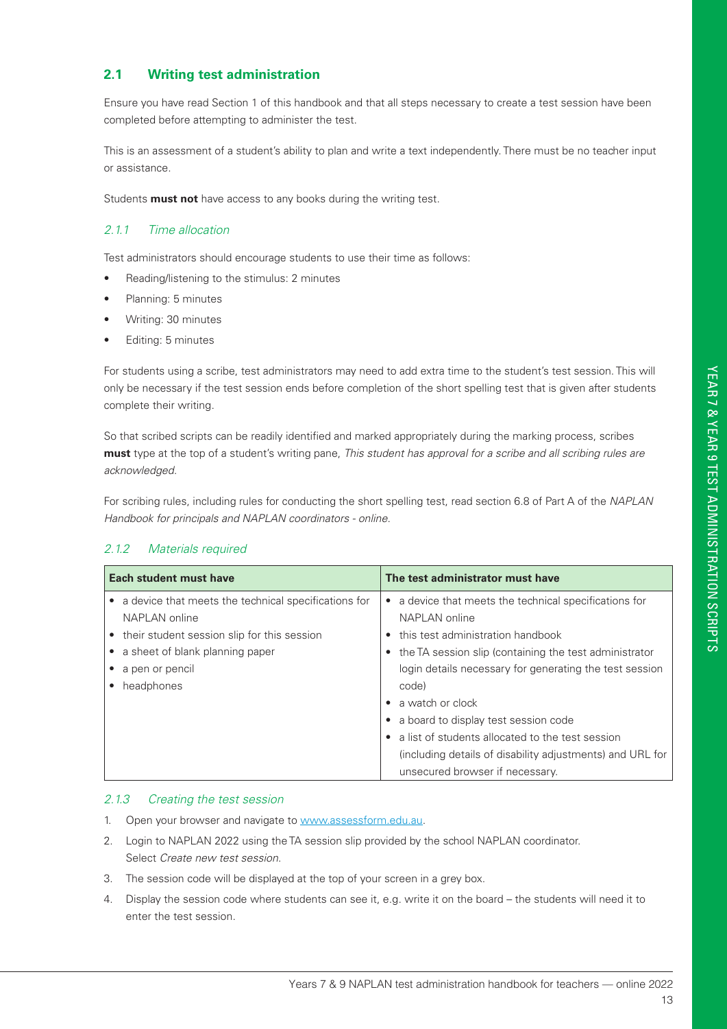## 2.1 Writing test administration

Ensure you have read Section 1 of this handbook and that all steps necessary to create a test session have been completed before attempting to administer the test.

This is an assessment of a student's ability to plan and write a text independently. There must be no teacher input or assistance.

Students **must not** have access to any books during the writing test.

### *2.1.1 Time allocation*

Test administrators should encourage students to use their time as follows:

- Reading/listening to the stimulus: 2 minutes
- Planning: 5 minutes
- Writing: 30 minutes
- Editing: 5 minutes

For students using a scribe, test administrators may need to add extra time to the student's test session. This will only be necessary if the test session ends before completion of the short spelling test that is given after students complete their writing.

So that scribed scripts can be readily identified and marked appropriately during the marking process, scribes **must** type at the top of a student's writing pane, *This student has approval for a scribe and all scribing rules are acknowledged.*

For scribing rules, including rules for conducting the short spelling test, read section 6.8 of Part A of the *NAPLAN Handbook for principals and NAPLAN coordinators - online.*

### *2.1.2 Materials required*

| Each student must have | The test administrator must have |
|---|---|
| • a device that meets the technical specifications for NAPLAN online<br>• their student session slip for this session<br>• a sheet of blank planning paper<br>• a pen or pencil<br>• headphones | • a device that meets the technical specifications for NAPLAN online<br>• this test administration handbook<br>• the TA session slip (containing the test administrator login details necessary for generating the test session code)<br>• a watch or clock<br>• a board to display test session code<br>• a list of students allocated to the test session (including details of disability adjustments) and URL for unsecured browser if necessary. |

### *2.1.3 Creating the test session*

1. Open your browser and navigate to [www.assessform.edu.au](www.assessform.edu.au).
2. Login to NAPLAN 2022 using the TA session slip provided by the school NAPLAN coordinator. Select *Create new test session.*
3. The session code will be displayed at the top of your screen in a grey box.
4. Display the session code where students can see it, e.g. write it on the board – the students will need it to enter the test session.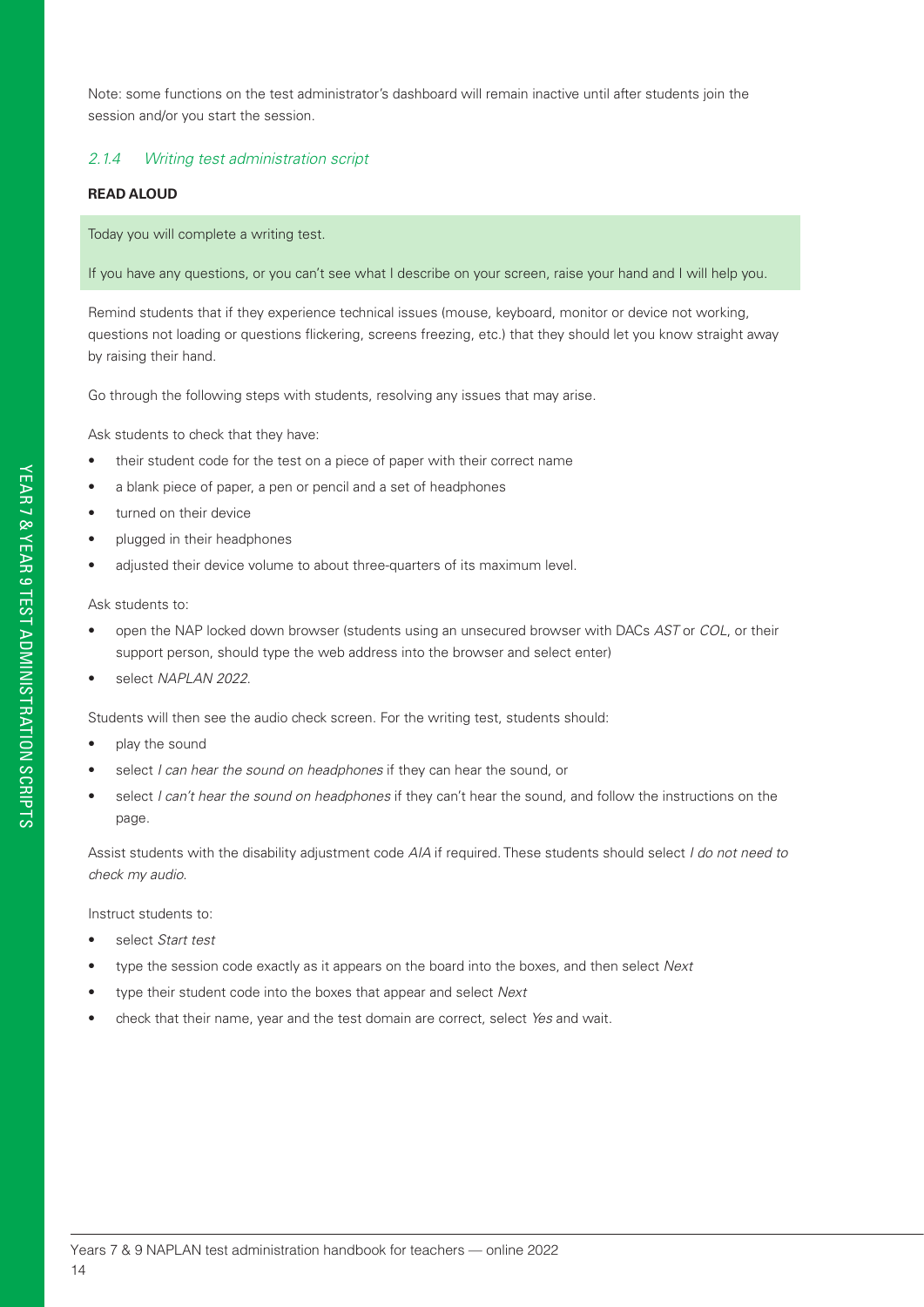Note: some functions on the test administrator's dashboard will remain inactive until after students join the session and/or you start the session.

### *2.1.4 Writing test administration script*

**READ ALOUD**

> Today you will complete a writing test.
>
> If you have any questions, or you can't see what I describe on your screen, raise your hand and I will help you.

Remind students that if they experience technical issues (mouse, keyboard, monitor or device not working, questions not loading or questions flickering, screens freezing, etc.) that they should let you know straight away by raising their hand.

Go through the following steps with students, resolving any issues that may arise.

Ask students to check that they have:

- their student code for the test on a piece of paper with their correct name
- a blank piece of paper, a pen or pencil and a set of headphones
- turned on their device
- plugged in their headphones
- adjusted their device volume to about three-quarters of its maximum level.

Ask students to:

- open the NAP locked down browser (students using an unsecured browser with DACs *AST* or *COL*, or their support person, should type the web address into the browser and select enter)
- select *NAPLAN 2022*.

Students will then see the audio check screen. For the writing test, students should:

- play the sound
- select *I can hear the sound on headphones* if they can hear the sound, or
- select *I can't hear the sound on headphones* if they can't hear the sound, and follow the instructions on the page.

Assist students with the disability adjustment code *AIA* if required. These students should select *I do not need to check my audio*.

Instruct students to:

- select *Start test*
- type the session code exactly as it appears on the board into the boxes, and then select *Next*
- type their student code into the boxes that appear and select *Next*
- check that their name, year and the test domain are correct, select *Yes* and wait.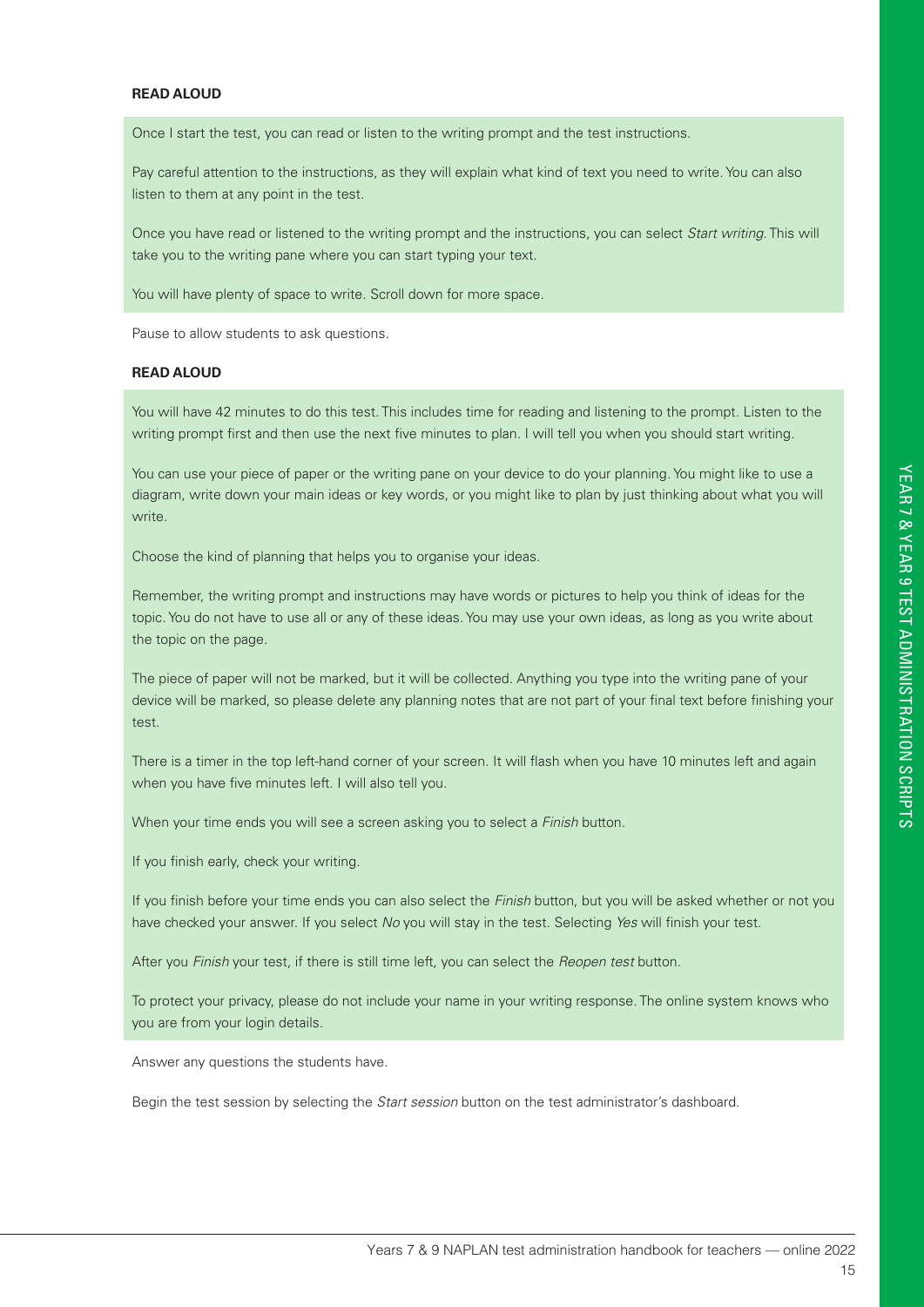**READ ALOUD**

Once I start the test, you can read or listen to the writing prompt and the test instructions.

Pay careful attention to the instructions, as they will explain what kind of text you need to write. You can also listen to them at any point in the test.

Once you have read or listened to the writing prompt and the instructions, you can select *Start writing*. This will take you to the writing pane where you can start typing your text.

You will have plenty of space to write. Scroll down for more space.

Pause to allow students to ask questions.

**READ ALOUD**

You will have 42 minutes to do this test. This includes time for reading and listening to the prompt. Listen to the writing prompt first and then use the next five minutes to plan. I will tell you when you should start writing.

You can use your piece of paper or the writing pane on your device to do your planning. You might like to use a diagram, write down your main ideas or key words, or you might like to plan by just thinking about what you will write.

Choose the kind of planning that helps you to organise your ideas.

Remember, the writing prompt and instructions may have words or pictures to help you think of ideas for the topic. You do not have to use all or any of these ideas. You may use your own ideas, as long as you write about the topic on the page.

The piece of paper will not be marked, but it will be collected. Anything you type into the writing pane of your device will be marked, so please delete any planning notes that are not part of your final text before finishing your test.

There is a timer in the top left-hand corner of your screen. It will flash when you have 10 minutes left and again when you have five minutes left. I will also tell you.

When your time ends you will see a screen asking you to select a *Finish* button.

If you finish early, check your writing.

If you finish before your time ends you can also select the *Finish* button, but you will be asked whether or not you have checked your answer. If you select *No* you will stay in the test. Selecting *Yes* will finish your test.

After you *Finish* your test, if there is still time left, you can select the *Reopen test* button.

To protect your privacy, please do not include your name in your writing response. The online system knows who you are from your login details.

Answer any questions the students have.

Begin the test session by selecting the *Start session* button on the test administrator's dashboard.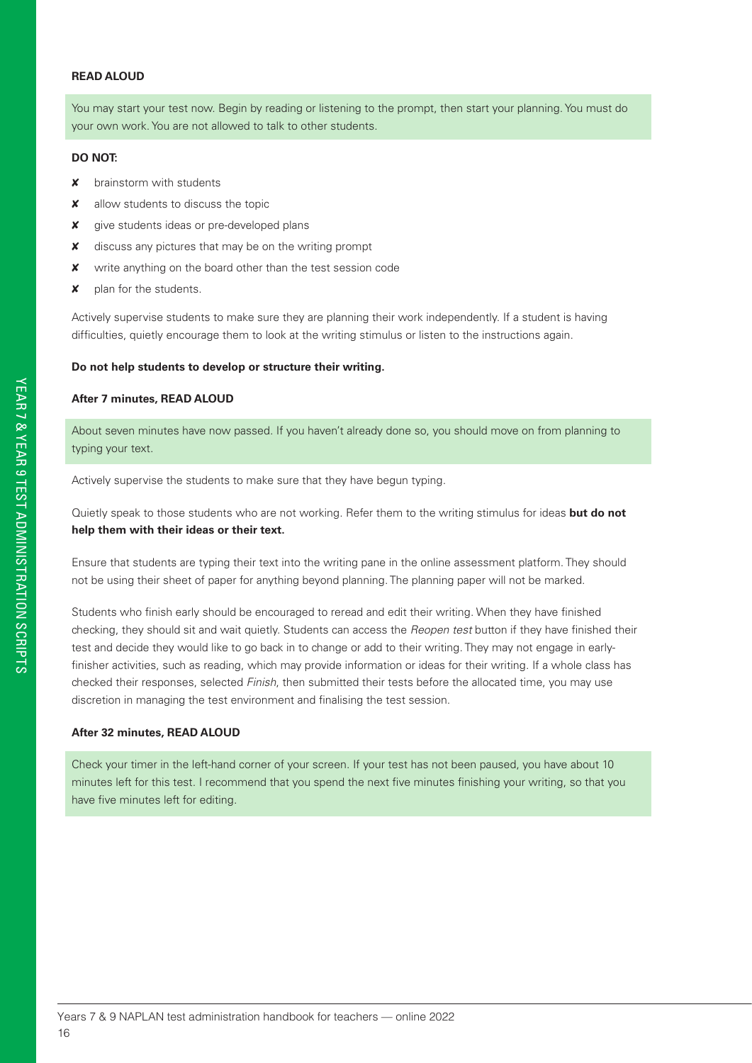**READ ALOUD**

You may start your test now. Begin by reading or listening to the prompt, then start your planning. You must do your own work. You are not allowed to talk to other students.

**DO NOT:**

- ✘ brainstorm with students
- ✘ allow students to discuss the topic
- ✘ give students ideas or pre-developed plans
- ✘ discuss any pictures that may be on the writing prompt
- ✘ write anything on the board other than the test session code
- ✘ plan for the students.

Actively supervise students to make sure they are planning their work independently. If a student is having difficulties, quietly encourage them to look at the writing stimulus or listen to the instructions again.

**Do not help students to develop or structure their writing.**

**After 7 minutes, READ ALOUD**

About seven minutes have now passed. If you haven't already done so, you should move on from planning to typing your text.

Actively supervise the students to make sure that they have begun typing.

Quietly speak to those students who are not working. Refer them to the writing stimulus for ideas **but do not help them with their ideas or their text.**

Ensure that students are typing their text into the writing pane in the online assessment platform. They should not be using their sheet of paper for anything beyond planning. The planning paper will not be marked.

Students who finish early should be encouraged to reread and edit their writing. When they have finished checking, they should sit and wait quietly. Students can access the *Reopen test* button if they have finished their test and decide they would like to go back in to change or add to their writing. They may not engage in early-finisher activities, such as reading, which may provide information or ideas for their writing. If a whole class has checked their responses, selected *Finish*, then submitted their tests before the allocated time, you may use discretion in managing the test environment and finalising the test session.

**After 32 minutes, READ ALOUD**

Check your timer in the left-hand corner of your screen. If your test has not been paused, you have about 10 minutes left for this test. I recommend that you spend the next five minutes finishing your writing, so that you have five minutes left for editing.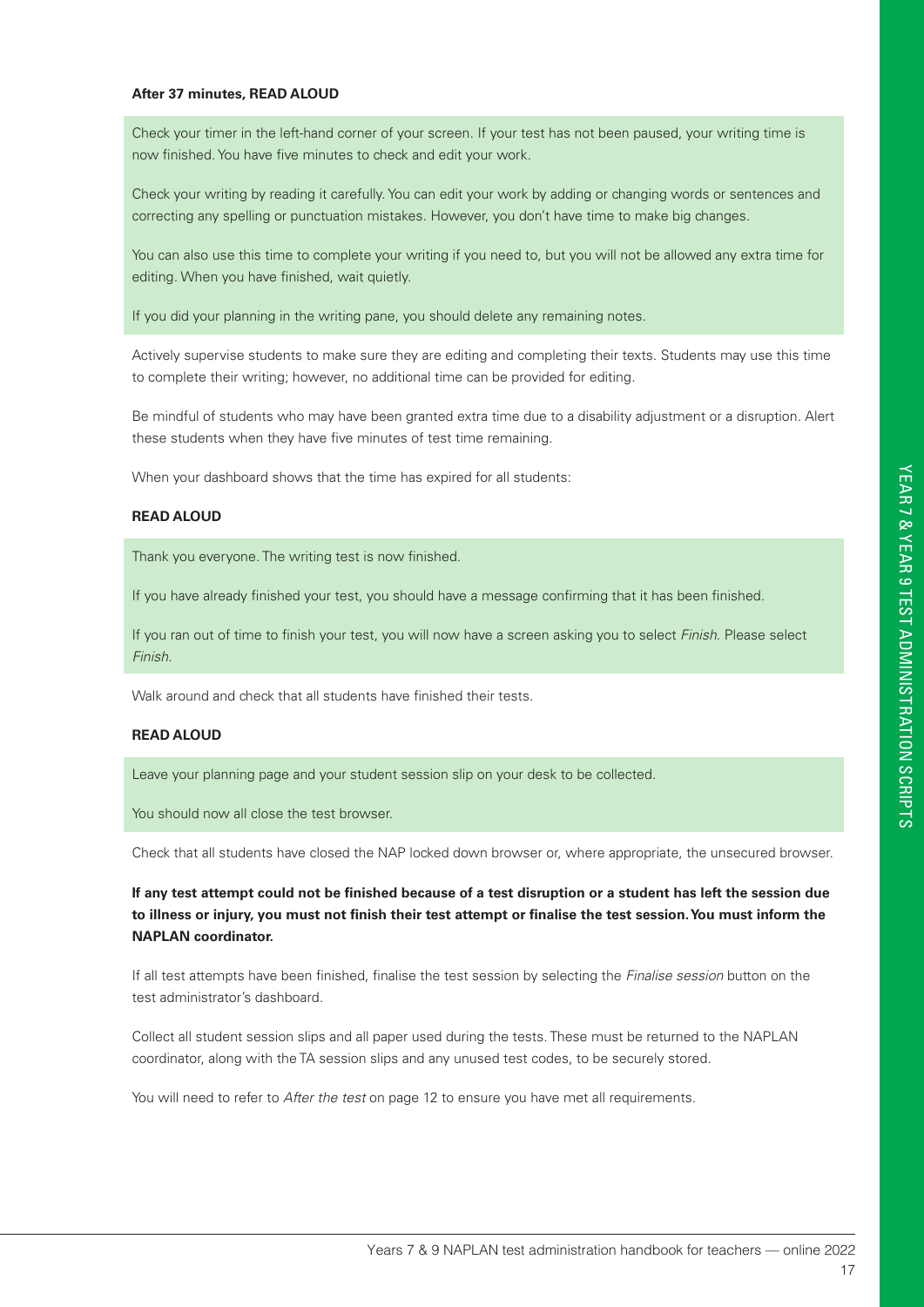**After 37 minutes, READ ALOUD**

> Check your timer in the left-hand corner of your screen. If your test has not been paused, your writing time is now finished. You have five minutes to check and edit your work.
>
> Check your writing by reading it carefully. You can edit your work by adding or changing words or sentences and correcting any spelling or punctuation mistakes. However, you don't have time to make big changes.
>
> You can also use this time to complete your writing if you need to, but you will not be allowed any extra time for editing. When you have finished, wait quietly.
>
> If you did your planning in the writing pane, you should delete any remaining notes.

Actively supervise students to make sure they are editing and completing their texts. Students may use this time to complete their writing; however, no additional time can be provided for editing.

Be mindful of students who may have been granted extra time due to a disability adjustment or a disruption. Alert these students when they have five minutes of test time remaining.

When your dashboard shows that the time has expired for all students:

**READ ALOUD**

> Thank you everyone. The writing test is now finished.
>
> If you have already finished your test, you should have a message confirming that it has been finished.
>
> If you ran out of time to finish your test, you will now have a screen asking you to select *Finish*. Please select *Finish*.

Walk around and check that all students have finished their tests.

**READ ALOUD**

> Leave your planning page and your student session slip on your desk to be collected.
>
> You should now all close the test browser.

Check that all students have closed the NAP locked down browser or, where appropriate, the unsecured browser.

**If any test attempt could not be finished because of a test disruption or a student has left the session due to illness or injury, you must not finish their test attempt or finalise the test session. You must inform the NAPLAN coordinator.**

If all test attempts have been finished, finalise the test session by selecting the *Finalise session* button on the test administrator's dashboard.

Collect all student session slips and all paper used during the tests. These must be returned to the NAPLAN coordinator, along with the TA session slips and any unused test codes, to be securely stored.

You will need to refer to *After the test* on page 12 to ensure you have met all requirements.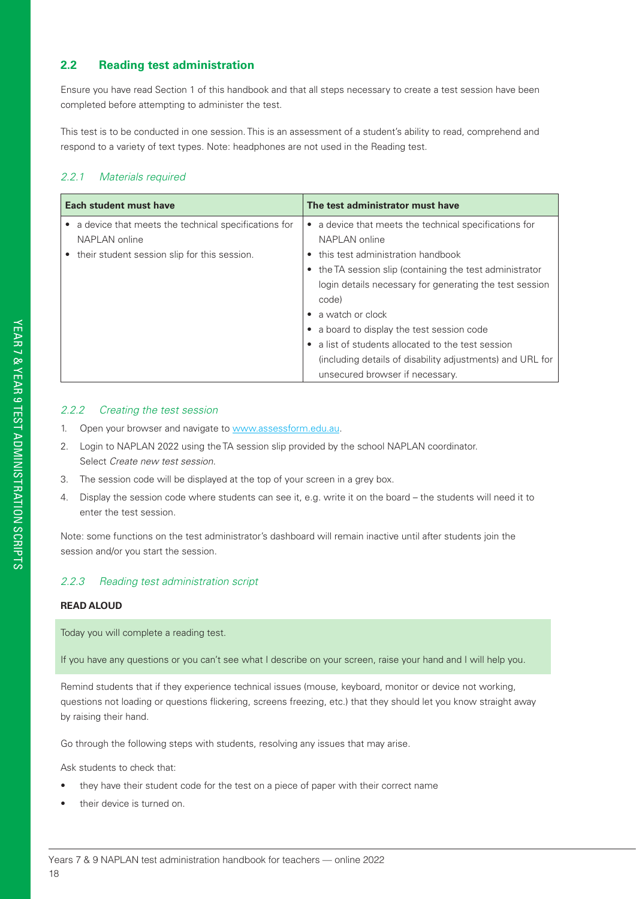## 2.2 Reading test administration

Ensure you have read Section 1 of this handbook and that all steps necessary to create a test session have been completed before attempting to administer the test.

This test is to be conducted in one session. This is an assessment of a student's ability to read, comprehend and respond to a variety of text types. Note: headphones are not used in the Reading test.

### *2.2.1 Materials required*

| Each student must have | The test administrator must have |
|---|---|
| • a device that meets the technical specifications for NAPLAN online<br>• their student session slip for this session. | • a device that meets the technical specifications for NAPLAN online<br>• this test administration handbook<br>• the TA session slip (containing the test administrator login details necessary for generating the test session code)<br>• a watch or clock<br>• a board to display the test session code<br>• a list of students allocated to the test session (including details of disability adjustments) and URL for unsecured browser if necessary. |

### *2.2.2 Creating the test session*

1. Open your browser and navigate to www.assessform.edu.au.
2. Login to NAPLAN 2022 using the TA session slip provided by the school NAPLAN coordinator. Select *Create new test session*.
3. The session code will be displayed at the top of your screen in a grey box.
4. Display the session code where students can see it, e.g. write it on the board – the students will need it to enter the test session.

Note: some functions on the test administrator's dashboard will remain inactive until after students join the session and/or you start the session.

### *2.2.3 Reading test administration script*

**READ ALOUD**

> Today you will complete a reading test.
>
> If you have any questions or you can't see what I describe on your screen, raise your hand and I will help you.

Remind students that if they experience technical issues (mouse, keyboard, monitor or device not working, questions not loading or questions flickering, screens freezing, etc.) that they should let you know straight away by raising their hand.

Go through the following steps with students, resolving any issues that may arise.

Ask students to check that:

- they have their student code for the test on a piece of paper with their correct name
- their device is turned on.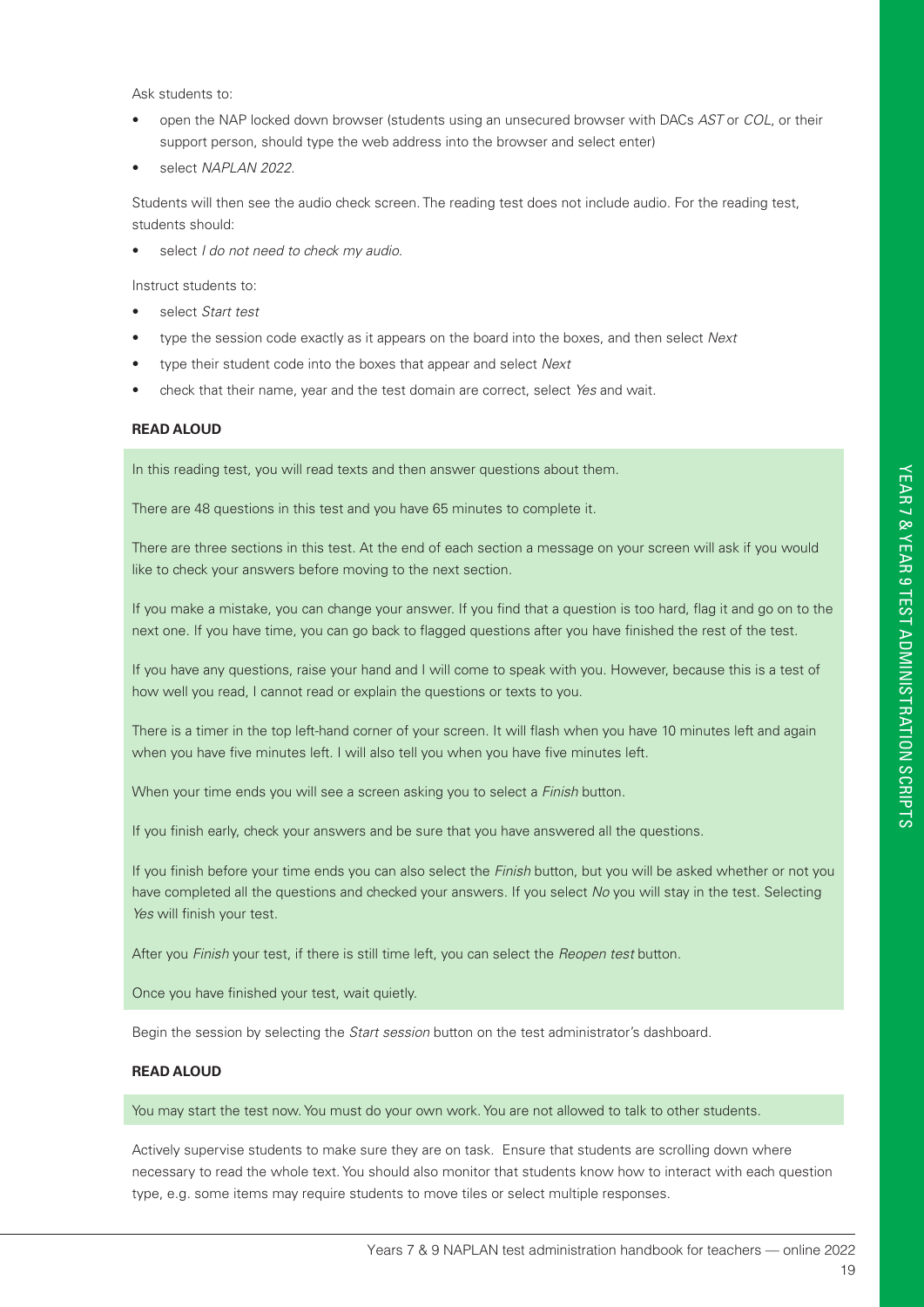Ask students to:

- open the NAP locked down browser (students using an unsecured browser with DACs *AST* or *COL*, or their support person, should type the web address into the browser and select enter)
- select *NAPLAN 2022*.

Students will then see the audio check screen. The reading test does not include audio. For the reading test, students should:

- select *I do not need to check my audio*.

Instruct students to:

- select *Start test*
- type the session code exactly as it appears on the board into the boxes, and then select *Next*
- type their student code into the boxes that appear and select *Next*
- check that their name, year and the test domain are correct, select *Yes* and wait.

**READ ALOUD**

In this reading test, you will read texts and then answer questions about them.

There are 48 questions in this test and you have 65 minutes to complete it.

There are three sections in this test. At the end of each section a message on your screen will ask if you would like to check your answers before moving to the next section.

If you make a mistake, you can change your answer. If you find that a question is too hard, flag it and go on to the next one. If you have time, you can go back to flagged questions after you have finished the rest of the test.

If you have any questions, raise your hand and I will come to speak with you. However, because this is a test of how well you read, I cannot read or explain the questions or texts to you.

There is a timer in the top left-hand corner of your screen. It will flash when you have 10 minutes left and again when you have five minutes left. I will also tell you when you have five minutes left.

When your time ends you will see a screen asking you to select a *Finish* button.

If you finish early, check your answers and be sure that you have answered all the questions.

If you finish before your time ends you can also select the *Finish* button, but you will be asked whether or not you have completed all the questions and checked your answers. If you select *No* you will stay in the test. Selecting *Yes* will finish your test.

After you *Finish* your test, if there is still time left, you can select the *Reopen test* button.

Once you have finished your test, wait quietly.

Begin the session by selecting the *Start session* button on the test administrator's dashboard.

**READ ALOUD**

You may start the test now. You must do your own work. You are not allowed to talk to other students.

Actively supervise students to make sure they are on task. Ensure that students are scrolling down where necessary to read the whole text. You should also monitor that students know how to interact with each question type, e.g. some items may require students to move tiles or select multiple responses.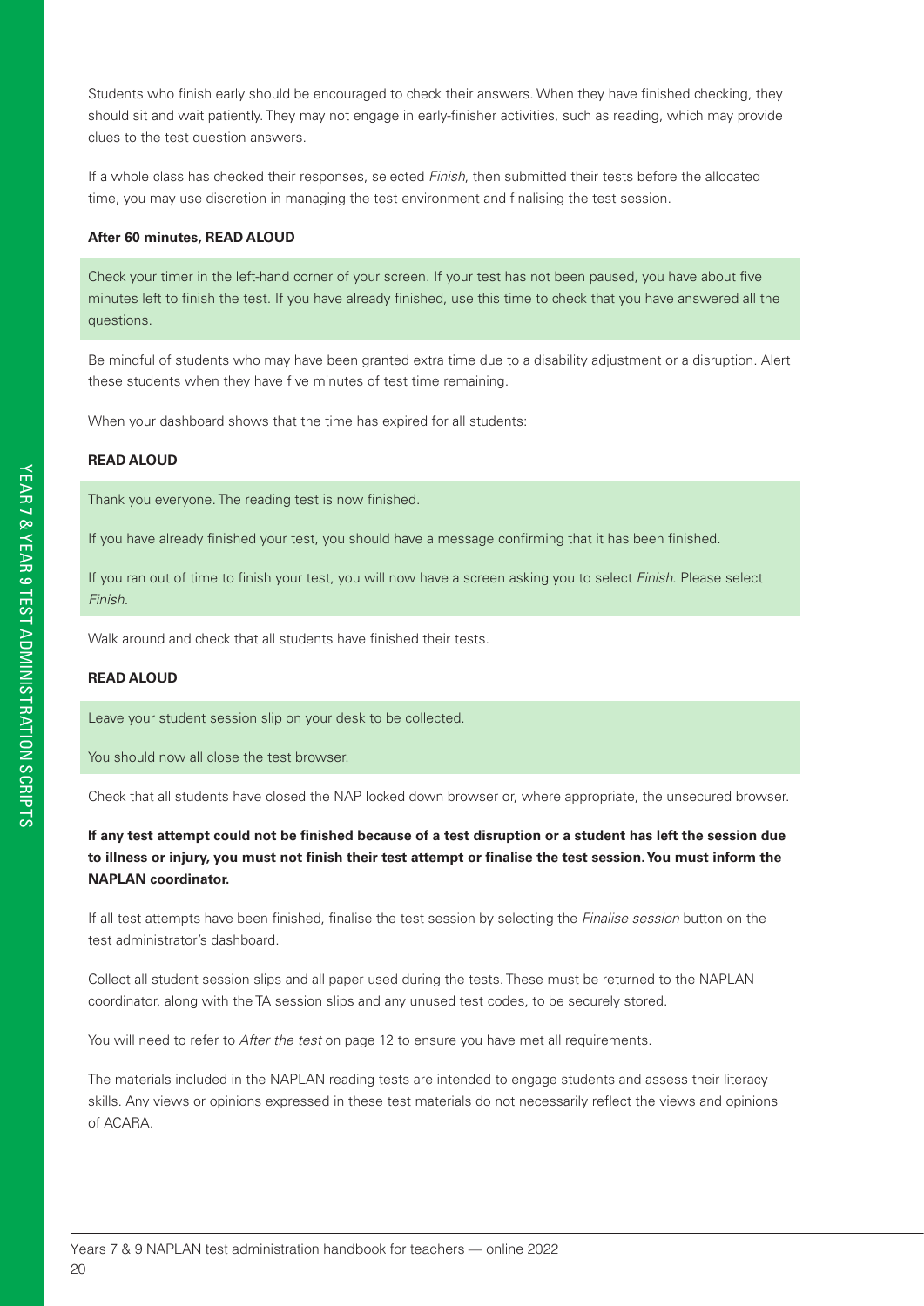Students who finish early should be encouraged to check their answers. When they have finished checking, they should sit and wait patiently. They may not engage in early-finisher activities, such as reading, which may provide clues to the test question answers.

If a whole class has checked their responses, selected *Finish*, then submitted their tests before the allocated time, you may use discretion in managing the test environment and finalising the test session.

**After 60 minutes, READ ALOUD**

> Check your timer in the left-hand corner of your screen. If your test has not been paused, you have about five minutes left to finish the test. If you have already finished, use this time to check that you have answered all the questions.

Be mindful of students who may have been granted extra time due to a disability adjustment or a disruption. Alert these students when they have five minutes of test time remaining.

When your dashboard shows that the time has expired for all students:

**READ ALOUD**

> Thank you everyone. The reading test is now finished.
>
> If you have already finished your test, you should have a message confirming that it has been finished.
>
> If you ran out of time to finish your test, you will now have a screen asking you to select *Finish*. Please select *Finish*.

Walk around and check that all students have finished their tests.

**READ ALOUD**

> Leave your student session slip on your desk to be collected.
>
> You should now all close the test browser.

Check that all students have closed the NAP locked down browser or, where appropriate, the unsecured browser.

**If any test attempt could not be finished because of a test disruption or a student has left the session due to illness or injury, you must not finish their test attempt or finalise the test session. You must inform the NAPLAN coordinator.**

If all test attempts have been finished, finalise the test session by selecting the *Finalise session* button on the test administrator's dashboard.

Collect all student session slips and all paper used during the tests. These must be returned to the NAPLAN coordinator, along with the TA session slips and any unused test codes, to be securely stored.

You will need to refer to *After the test* on page 12 to ensure you have met all requirements.

The materials included in the NAPLAN reading tests are intended to engage students and assess their literacy skills. Any views or opinions expressed in these test materials do not necessarily reflect the views and opinions of ACARA.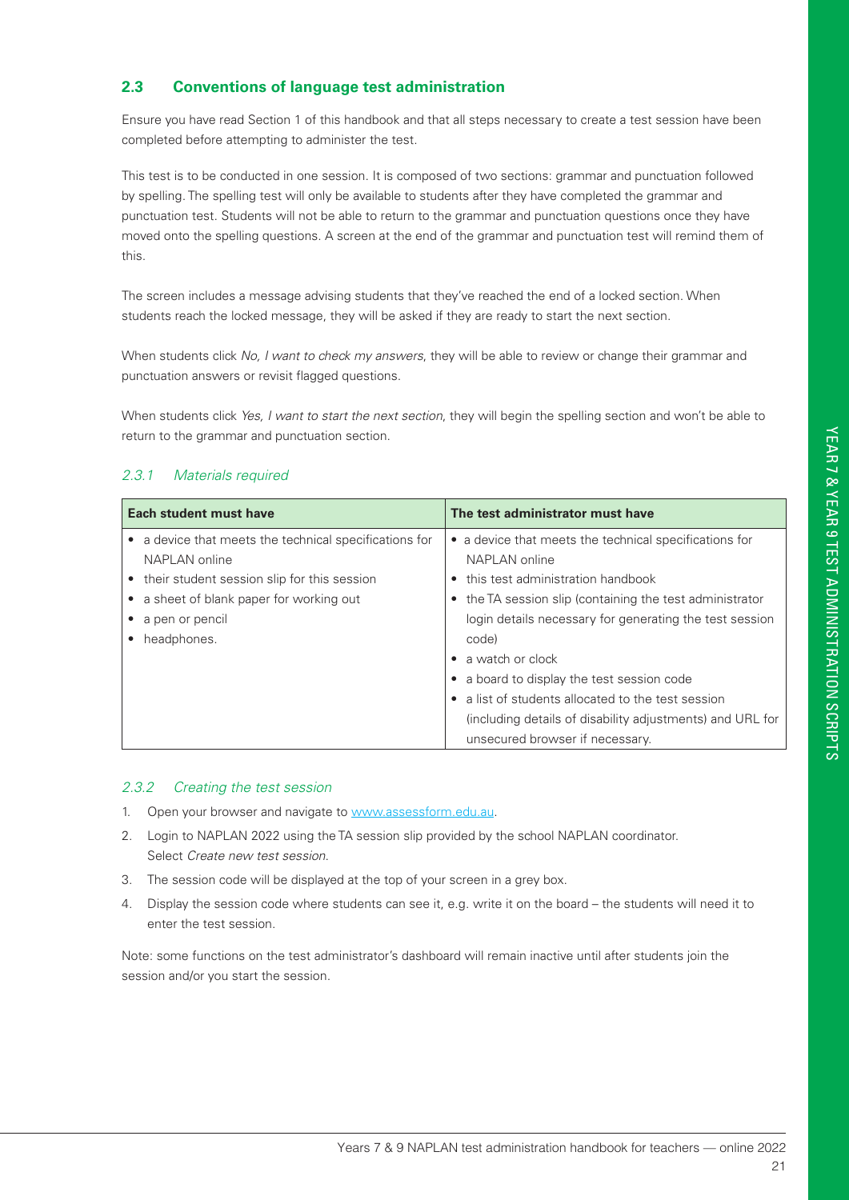## 2.3 Conventions of language test administration

Ensure you have read Section 1 of this handbook and that all steps necessary to create a test session have been completed before attempting to administer the test.

This test is to be conducted in one session. It is composed of two sections: grammar and punctuation followed by spelling. The spelling test will only be available to students after they have completed the grammar and punctuation test. Students will not be able to return to the grammar and punctuation questions once they have moved onto the spelling questions. A screen at the end of the grammar and punctuation test will remind them of this.

The screen includes a message advising students that they've reached the end of a locked section. When students reach the locked message, they will be asked if they are ready to start the next section.

When students click *No, I want to check my answers*, they will be able to review or change their grammar and punctuation answers or revisit flagged questions.

When students click *Yes, I want to start the next section*, they will begin the spelling section and won't be able to return to the grammar and punctuation section.

### *2.3.1 Materials required*

| Each student must have | The test administrator must have |
| --- | --- |
| • a device that meets the technical specifications for NAPLAN online<br>• their student session slip for this session<br>• a sheet of blank paper for working out<br>• a pen or pencil<br>• headphones. | • a device that meets the technical specifications for NAPLAN online<br>• this test administration handbook<br>• the TA session slip (containing the test administrator login details necessary for generating the test session code)<br>• a watch or clock<br>• a board to display the test session code<br>• a list of students allocated to the test session (including details of disability adjustments) and URL for unsecured browser if necessary. |

### *2.3.2 Creating the test session*

1. Open your browser and navigate to www.assessform.edu.au.
2. Login to NAPLAN 2022 using the TA session slip provided by the school NAPLAN coordinator. Select *Create new test session*.
3. The session code will be displayed at the top of your screen in a grey box.
4. Display the session code where students can see it, e.g. write it on the board – the students will need it to enter the test session.

Note: some functions on the test administrator's dashboard will remain inactive until after students join the session and/or you start the session.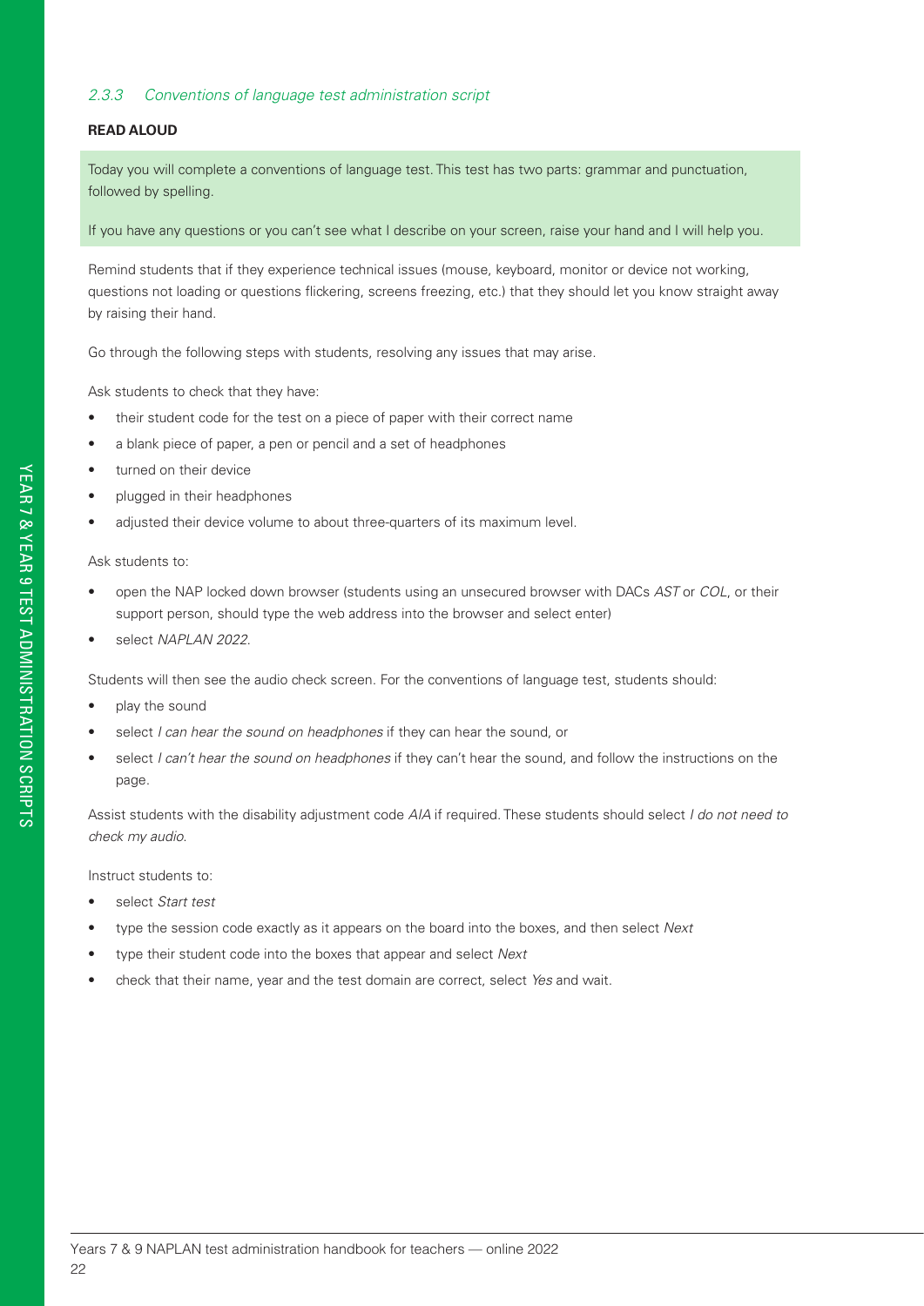### *2.3.3 Conventions of language test administration script*

**READ ALOUD**

> Today you will complete a conventions of language test. This test has two parts: grammar and punctuation, followed by spelling.
>
> If you have any questions or you can't see what I describe on your screen, raise your hand and I will help you.

Remind students that if they experience technical issues (mouse, keyboard, monitor or device not working, questions not loading or questions flickering, screens freezing, etc.) that they should let you know straight away by raising their hand.

Go through the following steps with students, resolving any issues that may arise.

Ask students to check that they have:

- their student code for the test on a piece of paper with their correct name
- a blank piece of paper, a pen or pencil and a set of headphones
- turned on their device
- plugged in their headphones
- adjusted their device volume to about three-quarters of its maximum level.

Ask students to:

- open the NAP locked down browser (students using an unsecured browser with DACs *AST* or *COL*, or their support person, should type the web address into the browser and select enter)
- select *NAPLAN 2022*.

Students will then see the audio check screen. For the conventions of language test, students should:

- play the sound
- select *I can hear the sound on headphones* if they can hear the sound, or
- select *I can't hear the sound on headphones* if they can't hear the sound, and follow the instructions on the page.

Assist students with the disability adjustment code *AIA* if required. These students should select *I do not need to check my audio.*

Instruct students to:

- select *Start test*
- type the session code exactly as it appears on the board into the boxes, and then select *Next*
- type their student code into the boxes that appear and select *Next*
- check that their name, year and the test domain are correct, select *Yes* and wait.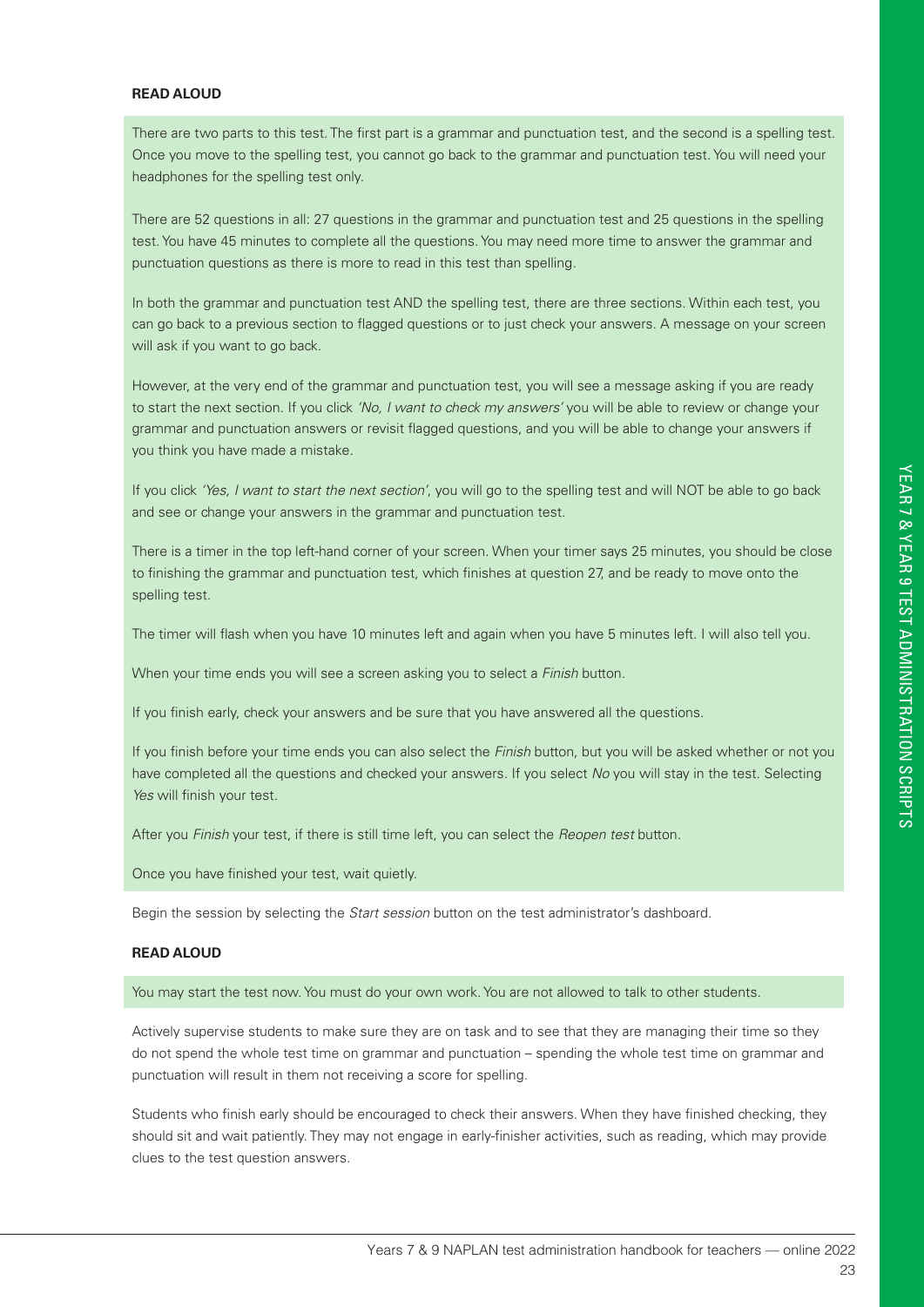**READ ALOUD**

There are two parts to this test. The first part is a grammar and punctuation test, and the second is a spelling test. Once you move to the spelling test, you cannot go back to the grammar and punctuation test. You will need your headphones for the spelling test only.

There are 52 questions in all: 27 questions in the grammar and punctuation test and 25 questions in the spelling test. You have 45 minutes to complete all the questions. You may need more time to answer the grammar and punctuation questions as there is more to read in this test than spelling.

In both the grammar and punctuation test AND the spelling test, there are three sections. Within each test, you can go back to a previous section to flagged questions or to just check your answers. A message on your screen will ask if you want to go back.

However, at the very end of the grammar and punctuation test, you will see a message asking if you are ready to start the next section. If you click *'No, I want to check my answers'* you will be able to review or change your grammar and punctuation answers or revisit flagged questions, and you will be able to change your answers if you think you have made a mistake.

If you click *'Yes, I want to start the next section'*, you will go to the spelling test and will NOT be able to go back and see or change your answers in the grammar and punctuation test.

There is a timer in the top left-hand corner of your screen. When your timer says 25 minutes, you should be close to finishing the grammar and punctuation test, which finishes at question 27, and be ready to move onto the spelling test.

The timer will flash when you have 10 minutes left and again when you have 5 minutes left. I will also tell you.

When your time ends you will see a screen asking you to select a *Finish* button.

If you finish early, check your answers and be sure that you have answered all the questions.

If you finish before your time ends you can also select the *Finish* button, but you will be asked whether or not you have completed all the questions and checked your answers. If you select *No* you will stay in the test. Selecting *Yes* will finish your test.

After you *Finish* your test, if there is still time left, you can select the *Reopen test* button.

Once you have finished your test, wait quietly.

Begin the session by selecting the *Start session* button on the test administrator's dashboard.

**READ ALOUD**

You may start the test now. You must do your own work. You are not allowed to talk to other students.

Actively supervise students to make sure they are on task and to see that they are managing their time so they do not spend the whole test time on grammar and punctuation – spending the whole test time on grammar and punctuation will result in them not receiving a score for spelling.

Students who finish early should be encouraged to check their answers. When they have finished checking, they should sit and wait patiently. They may not engage in early-finisher activities, such as reading, which may provide clues to the test question answers.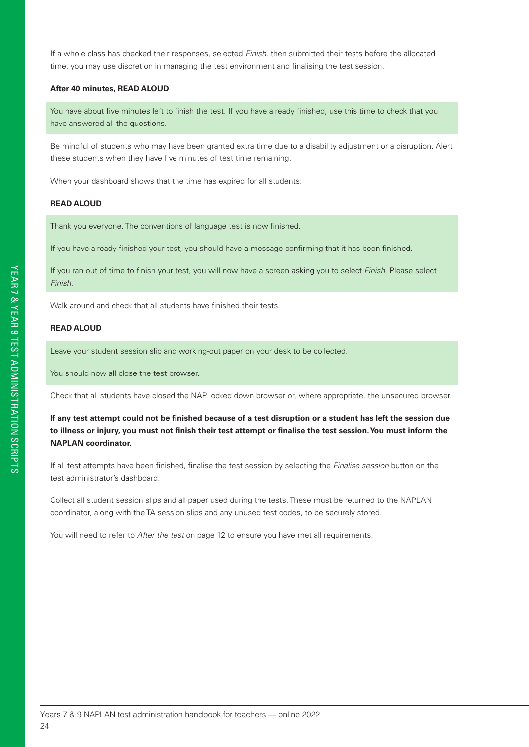If a whole class has checked their responses, selected *Finish*, then submitted their tests before the allocated time, you may use discretion in managing the test environment and finalising the test session.

**After 40 minutes, READ ALOUD**

> You have about five minutes left to finish the test. If you have already finished, use this time to check that you have answered all the questions.

Be mindful of students who may have been granted extra time due to a disability adjustment or a disruption. Alert these students when they have five minutes of test time remaining.

When your dashboard shows that the time has expired for all students:

**READ ALOUD**

> Thank you everyone. The conventions of language test is now finished.
>
> If you have already finished your test, you should have a message confirming that it has been finished.
>
> If you ran out of time to finish your test, you will now have a screen asking you to select *Finish*. Please select *Finish*.

Walk around and check that all students have finished their tests.

**READ ALOUD**

> Leave your student session slip and working-out paper on your desk to be collected.
>
> You should now all close the test browser.

Check that all students have closed the NAP locked down browser or, where appropriate, the unsecured browser.

**If any test attempt could not be finished because of a test disruption or a student has left the session due to illness or injury, you must not finish their test attempt or finalise the test session. You must inform the NAPLAN coordinator.**

If all test attempts have been finished, finalise the test session by selecting the *Finalise session* button on the test administrator's dashboard.

Collect all student session slips and all paper used during the tests. These must be returned to the NAPLAN coordinator, along with the TA session slips and any unused test codes, to be securely stored.

You will need to refer to *After the test* on page 12 to ensure you have met all requirements.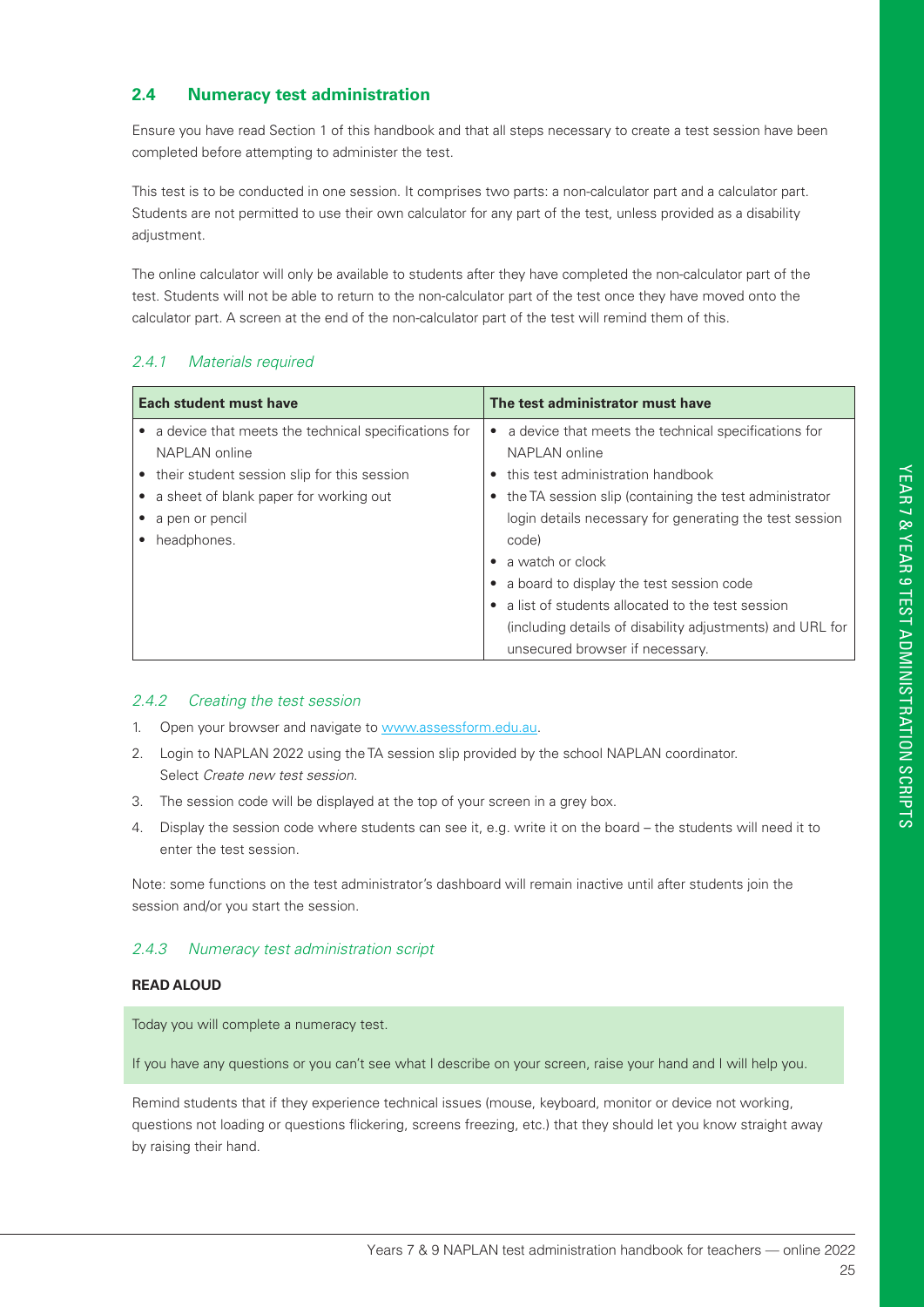## 2.4 Numeracy test administration

Ensure you have read Section 1 of this handbook and that all steps necessary to create a test session have been completed before attempting to administer the test.

This test is to be conducted in one session. It comprises two parts: a non-calculator part and a calculator part. Students are not permitted to use their own calculator for any part of the test, unless provided as a disability adjustment.

The online calculator will only be available to students after they have completed the non-calculator part of the test. Students will not be able to return to the non-calculator part of the test once they have moved onto the calculator part. A screen at the end of the non-calculator part of the test will remind them of this.

### *2.4.1 Materials required*

| Each student must have | The test administrator must have |
|---|---|
| • a device that meets the technical specifications for NAPLAN online<br>• their student session slip for this session<br>• a sheet of blank paper for working out<br>• a pen or pencil<br>• headphones. | • a device that meets the technical specifications for NAPLAN online<br>• this test administration handbook<br>• the TA session slip (containing the test administrator login details necessary for generating the test session code)<br>• a watch or clock<br>• a board to display the test session code<br>• a list of students allocated to the test session (including details of disability adjustments) and URL for unsecured browser if necessary. |

### *2.4.2 Creating the test session*

1. Open your browser and navigate to www.assessform.edu.au.
2. Login to NAPLAN 2022 using the TA session slip provided by the school NAPLAN coordinator. Select *Create new test session*.
3. The session code will be displayed at the top of your screen in a grey box.
4. Display the session code where students can see it, e.g. write it on the board – the students will need it to enter the test session.

Note: some functions on the test administrator's dashboard will remain inactive until after students join the session and/or you start the session.

### *2.4.3 Numeracy test administration script*

**READ ALOUD**

> Today you will complete a numeracy test.
>
> If you have any questions or you can't see what I describe on your screen, raise your hand and I will help you.

Remind students that if they experience technical issues (mouse, keyboard, monitor or device not working, questions not loading or questions flickering, screens freezing, etc.) that they should let you know straight away by raising their hand.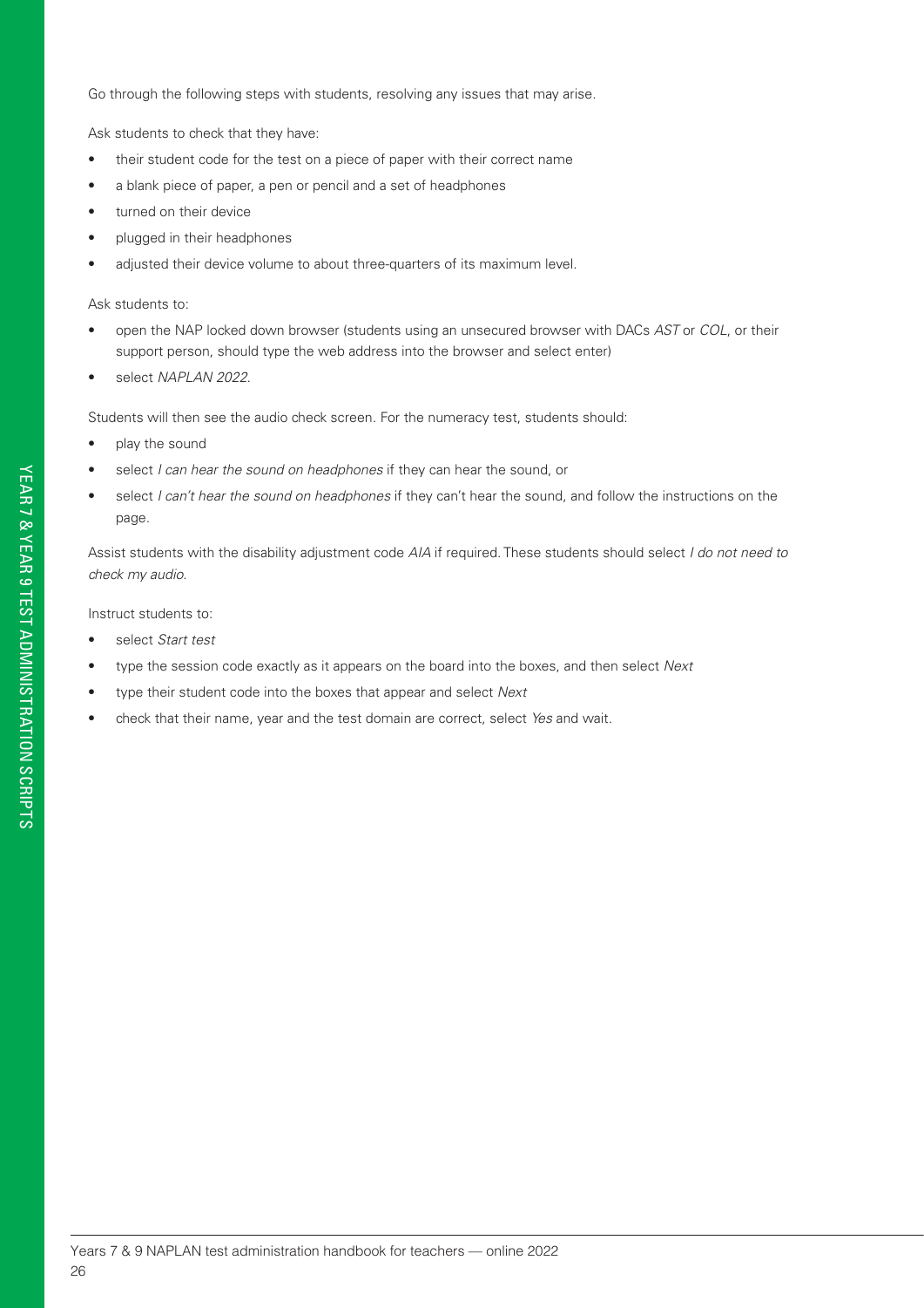Go through the following steps with students, resolving any issues that may arise.

Ask students to check that they have:

- their student code for the test on a piece of paper with their correct name
- a blank piece of paper, a pen or pencil and a set of headphones
- turned on their device
- plugged in their headphones
- adjusted their device volume to about three-quarters of its maximum level.

Ask students to:

- open the NAP locked down browser (students using an unsecured browser with DACs *AST* or *COL*, or their support person, should type the web address into the browser and select enter)
- select *NAPLAN 2022*.

Students will then see the audio check screen. For the numeracy test, students should:

- play the sound
- select *I can hear the sound on headphones* if they can hear the sound, or
- select *I can't hear the sound on headphones* if they can't hear the sound, and follow the instructions on the page.

Assist students with the disability adjustment code *AIA* if required. These students should select *I do not need to check my audio*.

Instruct students to:

- select *Start test*
- type the session code exactly as it appears on the board into the boxes, and then select *Next*
- type their student code into the boxes that appear and select *Next*
- check that their name, year and the test domain are correct, select *Yes* and wait.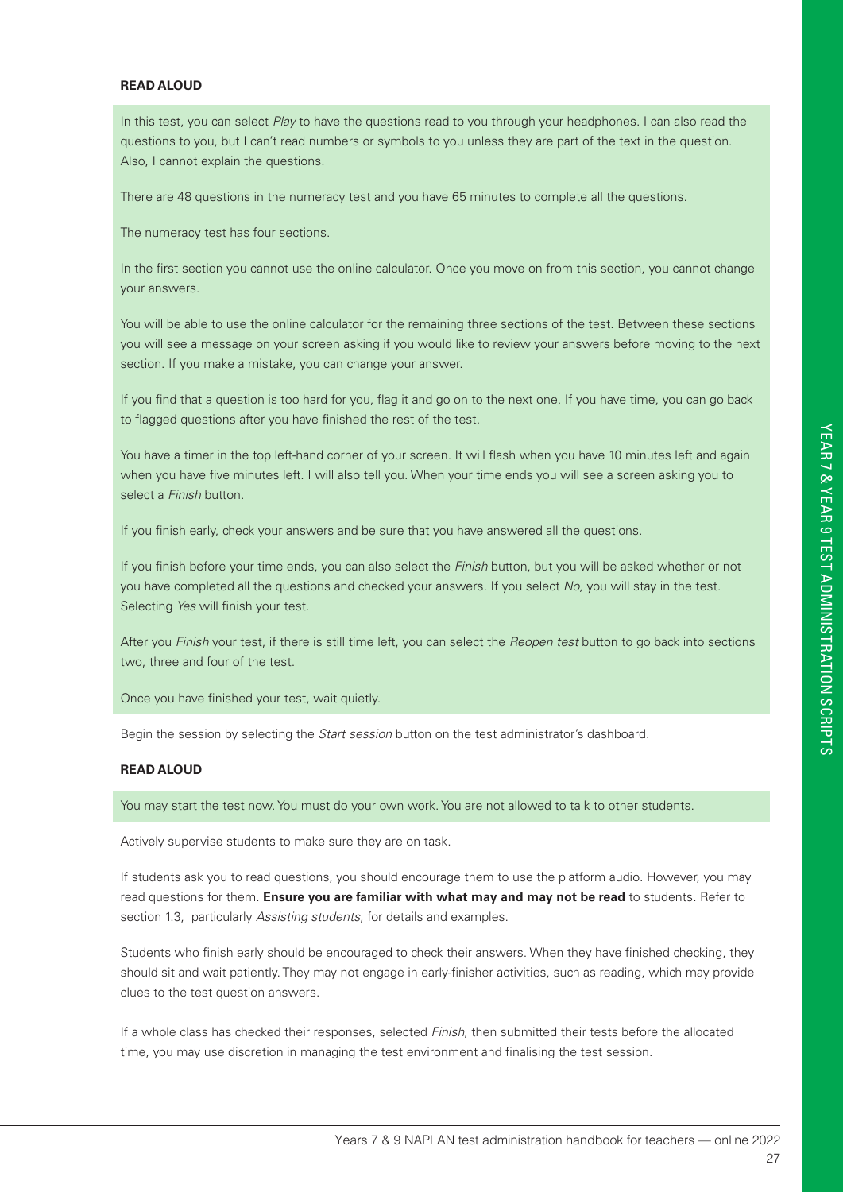**READ ALOUD**

In this test, you can select *Play* to have the questions read to you through your headphones. I can also read the questions to you, but I can't read numbers or symbols to you unless they are part of the text in the question. Also, I cannot explain the questions.

There are 48 questions in the numeracy test and you have 65 minutes to complete all the questions.

The numeracy test has four sections.

In the first section you cannot use the online calculator. Once you move on from this section, you cannot change your answers.

You will be able to use the online calculator for the remaining three sections of the test. Between these sections you will see a message on your screen asking if you would like to review your answers before moving to the next section. If you make a mistake, you can change your answer.

If you find that a question is too hard for you, flag it and go on to the next one. If you have time, you can go back to flagged questions after you have finished the rest of the test.

You have a timer in the top left-hand corner of your screen. It will flash when you have 10 minutes left and again when you have five minutes left. I will also tell you. When your time ends you will see a screen asking you to select a *Finish* button.

If you finish early, check your answers and be sure that you have answered all the questions.

If you finish before your time ends, you can also select the *Finish* button, but you will be asked whether or not you have completed all the questions and checked your answers. If you select *No,* you will stay in the test. Selecting *Yes* will finish your test.

After you *Finish* your test, if there is still time left, you can select the *Reopen test* button to go back into sections two, three and four of the test.

Once you have finished your test, wait quietly.

Begin the session by selecting the *Start session* button on the test administrator's dashboard.

**READ ALOUD**

You may start the test now. You must do your own work. You are not allowed to talk to other students.

Actively supervise students to make sure they are on task.

If students ask you to read questions, you should encourage them to use the platform audio. However, you may read questions for them. **Ensure you are familiar with what may and may not be read** to students. Refer to section 1.3, particularly *Assisting students*, for details and examples.

Students who finish early should be encouraged to check their answers. When they have finished checking, they should sit and wait patiently. They may not engage in early-finisher activities, such as reading, which may provide clues to the test question answers.

If a whole class has checked their responses, selected *Finish*, then submitted their tests before the allocated time, you may use discretion in managing the test environment and finalising the test session.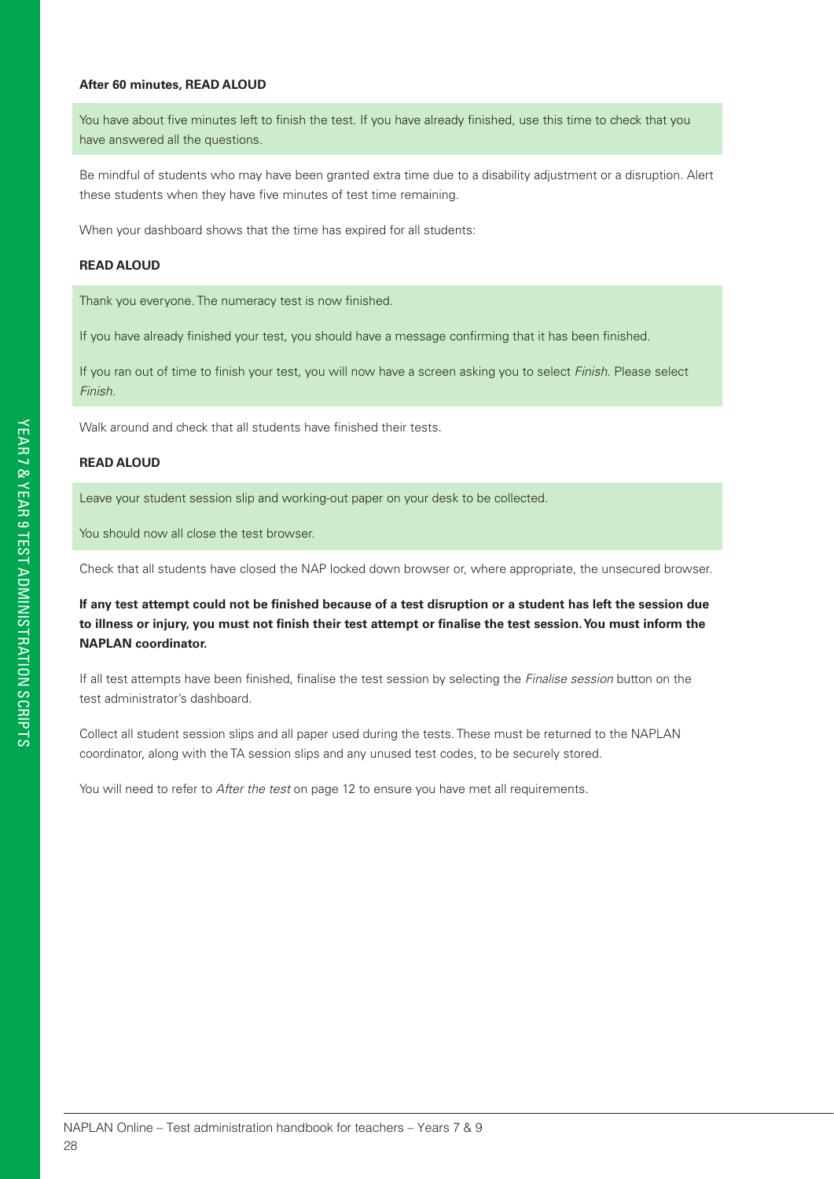**After 60 minutes, READ ALOUD**

> You have about five minutes left to finish the test. If you have already finished, use this time to check that you have answered all the questions.

Be mindful of students who may have been granted extra time due to a disability adjustment or a disruption. Alert these students when they have five minutes of test time remaining.

When your dashboard shows that the time has expired for all students:

**READ ALOUD**

> Thank you everyone. The numeracy test is now finished.
>
> If you have already finished your test, you should have a message confirming that it has been finished.
>
> If you ran out of time to finish your test, you will now have a screen asking you to select *Finish*. Please select *Finish*.

Walk around and check that all students have finished their tests.

**READ ALOUD**

> Leave your student session slip and working-out paper on your desk to be collected.
>
> You should now all close the test browser.

Check that all students have closed the NAP locked down browser or, where appropriate, the unsecured browser.

**If any test attempt could not be finished because of a test disruption or a student has left the session due to illness or injury, you must not finish their test attempt or finalise the test session. You must inform the NAPLAN coordinator.**

If all test attempts have been finished, finalise the test session by selecting the *Finalise session* button on the test administrator's dashboard.

Collect all student session slips and all paper used during the tests. These must be returned to the NAPLAN coordinator, along with the TA session slips and any unused test codes, to be securely stored.

You will need to refer to *After the test* on page 12 to ensure you have met all requirements.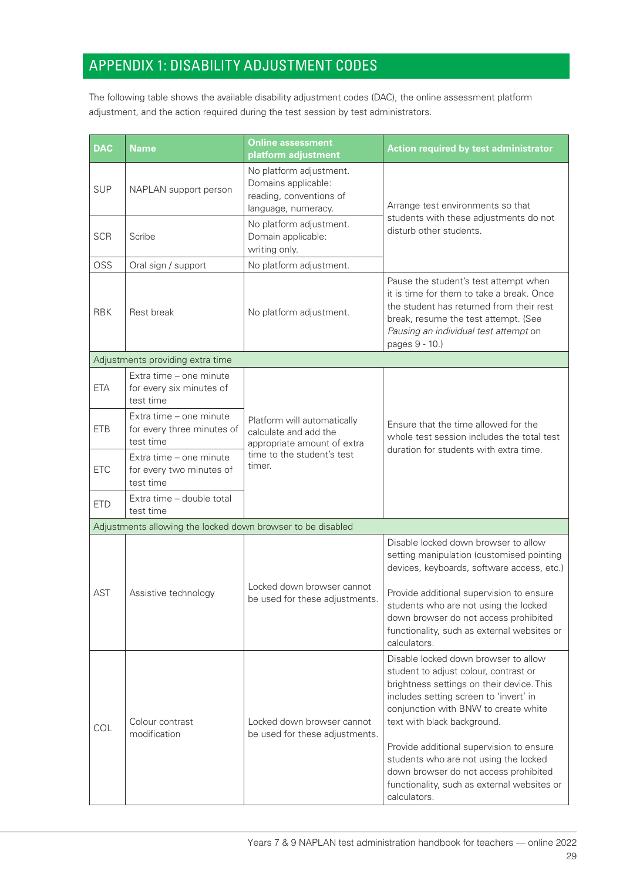# APPENDIX 1: DISABILITY ADJUSTMENT CODES

The following table shows the available disability adjustment codes (DAC), the online assessment platform adjustment, and the action required during the test session by test administrators.

| DAC | Name | Online assessment platform adjustment | Action required by test administrator |
|---|---|---|---|
| SUP | NAPLAN support person | No platform adjustment. Domains applicable: reading, conventions of language, numeracy. | Arrange test environments so that students with these adjustments do not disturb other students. |
| SCR | Scribe | No platform adjustment. Domain applicable: writing only. | |
| OSS | Oral sign / support | No platform adjustment. | |
| RBK | Rest break | No platform adjustment. | Pause the student's test attempt when it is time for them to take a break. Once the student has returned from their rest break, resume the test attempt. (See *Pausing an individual test attempt* on pages 9 - 10.) |
| Adjustments providing extra time | | | |
| ETA | Extra time – one minute for every six minutes of test time | Platform will automatically calculate and add the appropriate amount of extra time to the student's test timer. | Ensure that the time allowed for the whole test session includes the total test duration for students with extra time. |
| ETB | Extra time – one minute for every three minutes of test time | | |
| ETC | Extra time – one minute for every two minutes of test time | | |
| ETD | Extra time – double total test time | | |
| Adjustments allowing the locked down browser to be disabled | | | |
| AST | Assistive technology | Locked down browser cannot be used for these adjustments. | Disable locked down browser to allow setting manipulation (customised pointing devices, keyboards, software access, etc.)<br><br>Provide additional supervision to ensure students who are not using the locked down browser do not access prohibited functionality, such as external websites or calculators. |
| COL | Colour contrast modification | Locked down browser cannot be used for these adjustments. | Disable locked down browser to allow student to adjust colour, contrast or brightness settings on their device. This includes setting screen to 'invert' in conjunction with BNW to create white text with black background.<br><br>Provide additional supervision to ensure students who are not using the locked down browser do not access prohibited functionality, such as external websites or calculators. |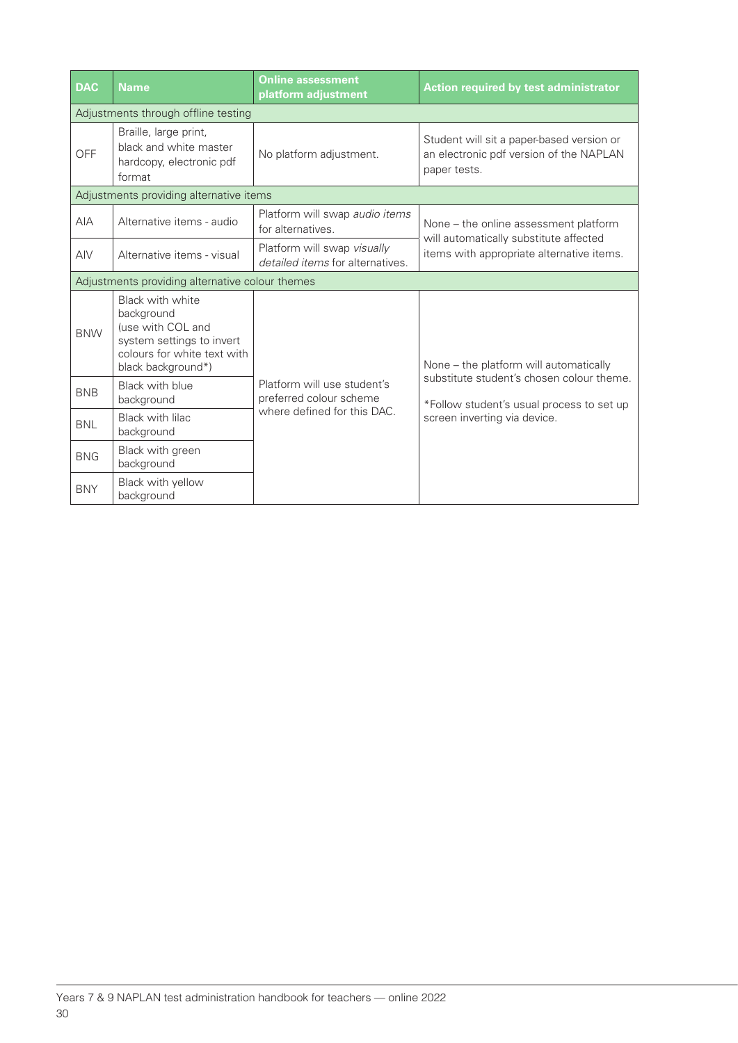| DAC | Name | Online assessment platform adjustment | Action required by test administrator |
|---|---|---|---|
| Adjustments through offline testing | | | |
| OFF | Braille, large print, black and white master hardcopy, electronic pdf format | No platform adjustment. | Student will sit a paper-based version or an electronic pdf version of the NAPLAN paper tests. |
| Adjustments providing alternative items | | | |
| AIA | Alternative items - audio | Platform will swap *audio items* for alternatives. | None – the online assessment platform will automatically substitute affected items with appropriate alternative items. |
| AIV | Alternative items - visual | Platform will swap *visually detailed items* for alternatives. | |
| Adjustments providing alternative colour themes | | | |
| BNW | Black with white background (use with COL and system settings to invert colours for white text with black background*) | Platform will use student's preferred colour scheme where defined for this DAC. | None – the platform will automatically substitute student's chosen colour theme. *Follow student's usual process to set up screen inverting via device. |
| BNB | Black with blue background | | |
| BNL | Black with lilac background | | |
| BNG | Black with green background | | |
| BNY | Black with yellow background | | |